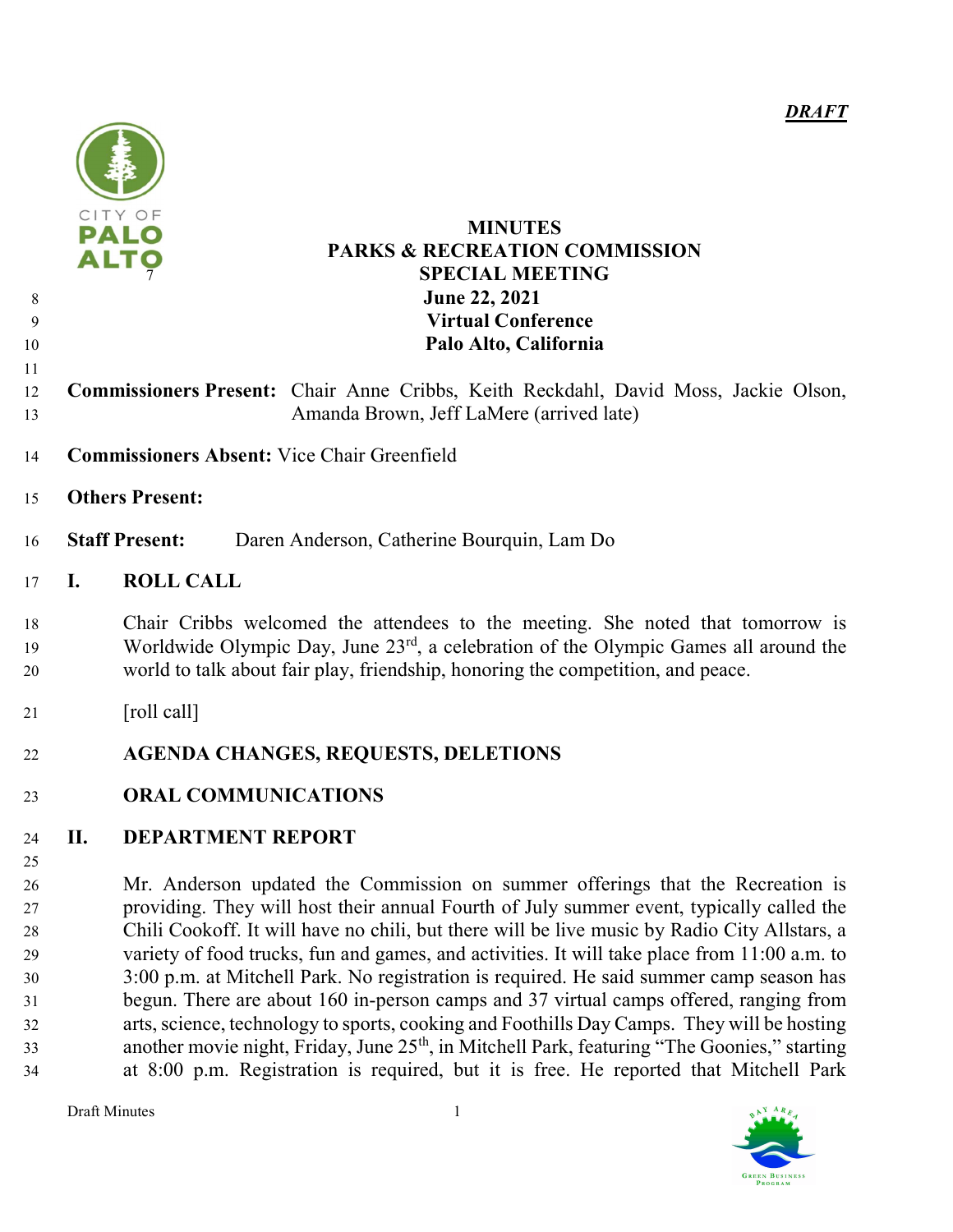*DRAFT*

# MINUTES
# PARKS & RECREATION COMMISSION
# SPECIAL MEETING
## June 22, 2021
## Virtual Conference
## Palo Alto, California

**Commissioners Present:** Chair Anne Cribbs, Keith Reckdahl, David Moss, Jackie Olson, Amanda Brown, Jeff LaMere (arrived late)

**Commissioners Absent:** Vice Chair Greenfield

**Others Present:**

**Staff Present:** Daren Anderson, Catherine Bourquin, Lam Do

## I. ROLL CALL

Chair Cribbs welcomed the attendees to the meeting. She noted that tomorrow is Worldwide Olympic Day, June 23rd, a celebration of the Olympic Games all around the world to talk about fair play, friendship, honoring the competition, and peace.

[roll call]

## AGENDA CHANGES, REQUESTS, DELETIONS

## ORAL COMMUNICATIONS

## II. DEPARTMENT REPORT

Mr. Anderson updated the Commission on summer offerings that the Recreation is providing. They will host their annual Fourth of July summer event, typically called the Chili Cookoff. It will have no chili, but there will be live music by Radio City Allstars, a variety of food trucks, fun and games, and activities. It will take place from 11:00 a.m. to 3:00 p.m. at Mitchell Park. No registration is required. He said summer camp season has begun. There are about 160 in-person camps and 37 virtual camps offered, ranging from arts, science, technology to sports, cooking and Foothills Day Camps. They will be hosting another movie night, Friday, June 25th, in Mitchell Park, featuring "The Goonies," starting at 8:00 p.m. Registration is required, but it is free. He reported that Mitchell Park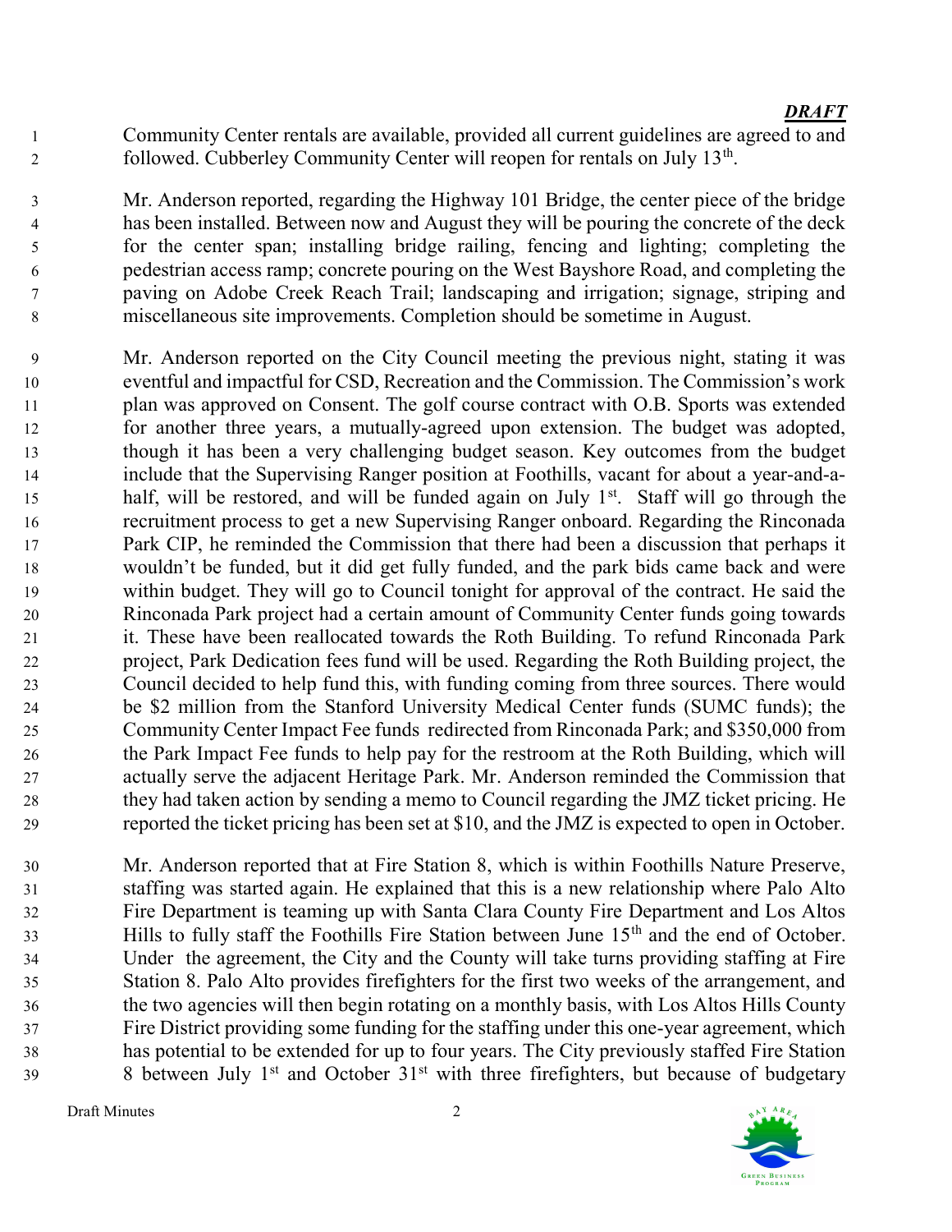Community Center rentals are available, provided all current guidelines are agreed to and followed. Cubberley Community Center will reopen for rentals on July 13th.

Mr. Anderson reported, regarding the Highway 101 Bridge, the center piece of the bridge has been installed. Between now and August they will be pouring the concrete of the deck for the center span; installing bridge railing, fencing and lighting; completing the pedestrian access ramp; concrete pouring on the West Bayshore Road, and completing the paving on Adobe Creek Reach Trail; landscaping and irrigation; signage, striping and miscellaneous site improvements. Completion should be sometime in August.

Mr. Anderson reported on the City Council meeting the previous night, stating it was eventful and impactful for CSD, Recreation and the Commission. The Commission's work plan was approved on Consent. The golf course contract with O.B. Sports was extended for another three years, a mutually-agreed upon extension. The budget was adopted, though it has been a very challenging budget season. Key outcomes from the budget include that the Supervising Ranger position at Foothills, vacant for about a year-and-a-half, will be restored, and will be funded again on July 1st. Staff will go through the recruitment process to get a new Supervising Ranger onboard. Regarding the Rinconada Park CIP, he reminded the Commission that there had been a discussion that perhaps it wouldn't be funded, but it did get fully funded, and the park bids came back and were within budget. They will go to Council tonight for approval of the contract. He said the Rinconada Park project had a certain amount of Community Center funds going towards it. These have been reallocated towards the Roth Building. To refund Rinconada Park project, Park Dedication fees fund will be used. Regarding the Roth Building project, the Council decided to help fund this, with funding coming from three sources. There would be $2 million from the Stanford University Medical Center funds (SUMC funds); the Community Center Impact Fee funds redirected from Rinconada Park; and $350,000 from the Park Impact Fee funds to help pay for the restroom at the Roth Building, which will actually serve the adjacent Heritage Park. Mr. Anderson reminded the Commission that they had taken action by sending a memo to Council regarding the JMZ ticket pricing. He reported the ticket pricing has been set at $10, and the JMZ is expected to open in October.

Mr. Anderson reported that at Fire Station 8, which is within Foothills Nature Preserve, staffing was started again. He explained that this is a new relationship where Palo Alto Fire Department is teaming up with Santa Clara County Fire Department and Los Altos Hills to fully staff the Foothills Fire Station between June 15th and the end of October. Under the agreement, the City and the County will take turns providing staffing at Fire Station 8. Palo Alto provides firefighters for the first two weeks of the arrangement, and the two agencies will then begin rotating on a monthly basis, with Los Altos Hills County Fire District providing some funding for the staffing under this one-year agreement, which has potential to be extended for up to four years. The City previously staffed Fire Station 8 between July 1st and October 31st with three firefighters, but because of budgetary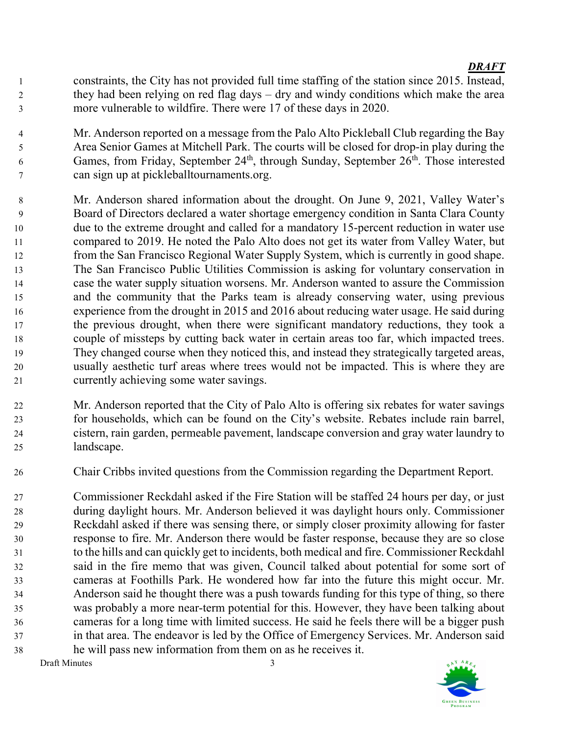*DRAFT*

constraints, the City has not provided full time staffing of the station since 2015. Instead, they had been relying on red flag days – dry and windy conditions which make the area more vulnerable to wildfire. There were 17 of these days in 2020.

Mr. Anderson reported on a message from the Palo Alto Pickleball Club regarding the Bay Area Senior Games at Mitchell Park. The courts will be closed for drop-in play during the Games, from Friday, September 24th, through Sunday, September 26th. Those interested can sign up at pickleballtournaments.org.

Mr. Anderson shared information about the drought. On June 9, 2021, Valley Water's Board of Directors declared a water shortage emergency condition in Santa Clara County due to the extreme drought and called for a mandatory 15-percent reduction in water use compared to 2019. He noted the Palo Alto does not get its water from Valley Water, but from the San Francisco Regional Water Supply System, which is currently in good shape. The San Francisco Public Utilities Commission is asking for voluntary conservation in case the water supply situation worsens. Mr. Anderson wanted to assure the Commission and the community that the Parks team is already conserving water, using previous experience from the drought in 2015 and 2016 about reducing water usage. He said during the previous drought, when there were significant mandatory reductions, they took a couple of missteps by cutting back water in certain areas too far, which impacted trees. They changed course when they noticed this, and instead they strategically targeted areas, usually aesthetic turf areas where trees would not be impacted. This is where they are currently achieving some water savings.

Mr. Anderson reported that the City of Palo Alto is offering six rebates for water savings for households, which can be found on the City's website. Rebates include rain barrel, cistern, rain garden, permeable pavement, landscape conversion and gray water laundry to landscape.

Chair Cribbs invited questions from the Commission regarding the Department Report.

Commissioner Reckdahl asked if the Fire Station will be staffed 24 hours per day, or just during daylight hours. Mr. Anderson believed it was daylight hours only. Commissioner Reckdahl asked if there was sensing there, or simply closer proximity allowing for faster response to fire. Mr. Anderson there would be faster response, because they are so close to the hills and can quickly get to incidents, both medical and fire. Commissioner Reckdahl said in the fire memo that was given, Council talked about potential for some sort of cameras at Foothills Park. He wondered how far into the future this might occur. Mr. Anderson said he thought there was a push towards funding for this type of thing, so there was probably a more near-term potential for this. However, they have been talking about cameras for a long time with limited success. He said he feels there will be a bigger push in that area. The endeavor is led by the Office of Emergency Services. Mr. Anderson said he will pass new information from them on as he receives it.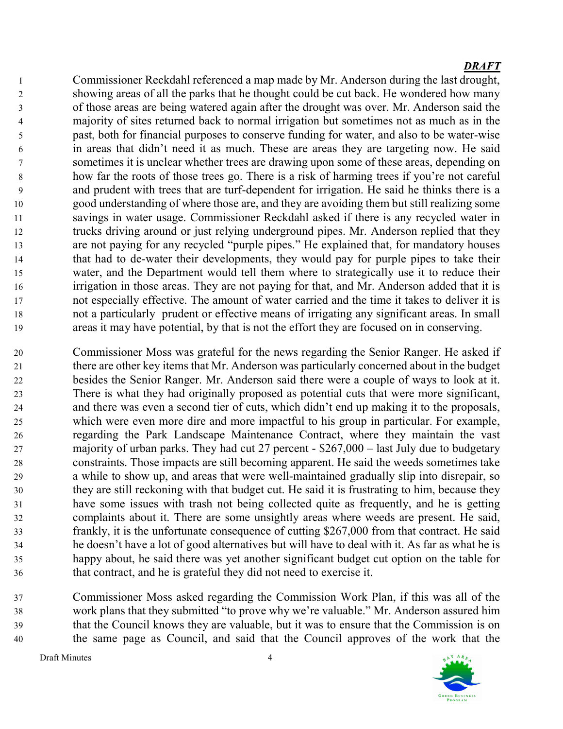Commissioner Reckdahl referenced a map made by Mr. Anderson during the last drought, showing areas of all the parks that he thought could be cut back. He wondered how many of those areas are being watered again after the drought was over. Mr. Anderson said the majority of sites returned back to normal irrigation but sometimes not as much as in the past, both for financial purposes to conserve funding for water, and also to be water-wise in areas that didn't need it as much. These are areas they are targeting now. He said sometimes it is unclear whether trees are drawing upon some of these areas, depending on how far the roots of those trees go. There is a risk of harming trees if you're not careful and prudent with trees that are turf-dependent for irrigation. He said he thinks there is a good understanding of where those are, and they are avoiding them but still realizing some savings in water usage. Commissioner Reckdahl asked if there is any recycled water in trucks driving around or just relying underground pipes. Mr. Anderson replied that they are not paying for any recycled "purple pipes." He explained that, for mandatory houses that had to de-water their developments, they would pay for purple pipes to take their water, and the Department would tell them where to strategically use it to reduce their irrigation in those areas. They are not paying for that, and Mr. Anderson added that it is not especially effective. The amount of water carried and the time it takes to deliver it is not a particularly prudent or effective means of irrigating any significant areas. In small areas it may have potential, by that is not the effort they are focused on in conserving.

Commissioner Moss was grateful for the news regarding the Senior Ranger. He asked if there are other key items that Mr. Anderson was particularly concerned about in the budget besides the Senior Ranger. Mr. Anderson said there were a couple of ways to look at it. There is what they had originally proposed as potential cuts that were more significant, and there was even a second tier of cuts, which didn't end up making it to the proposals, which were even more dire and more impactful to his group in particular. For example, regarding the Park Landscape Maintenance Contract, where they maintain the vast majority of urban parks. They had cut 27 percent - $267,000 – last July due to budgetary constraints. Those impacts are still becoming apparent. He said the weeds sometimes take a while to show up, and areas that were well-maintained gradually slip into disrepair, so they are still reckoning with that budget cut. He said it is frustrating to him, because they have some issues with trash not being collected quite as frequently, and he is getting complaints about it. There are some unsightly areas where weeds are present. He said, frankly, it is the unfortunate consequence of cutting $267,000 from that contract. He said he doesn't have a lot of good alternatives but will have to deal with it. As far as what he is happy about, he said there was yet another significant budget cut option on the table for that contract, and he is grateful they did not need to exercise it.

Commissioner Moss asked regarding the Commission Work Plan, if this was all of the work plans that they submitted "to prove why we're valuable." Mr. Anderson assured him that the Council knows they are valuable, but it was to ensure that the Commission is on the same page as Council, and said that the Council approves of the work that the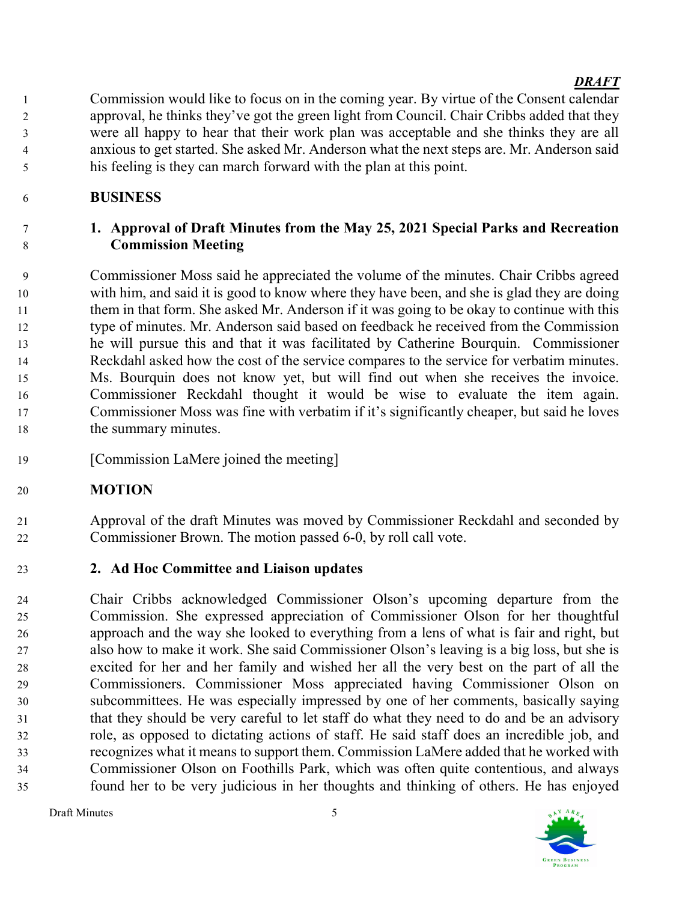Commission would like to focus on in the coming year. By virtue of the Consent calendar approval, he thinks they've got the green light from Council. Chair Cribbs added that they were all happy to hear that their work plan was acceptable and she thinks they are all anxious to get started. She asked Mr. Anderson what the next steps are. Mr. Anderson said his feeling is they can march forward with the plan at this point.

**BUSINESS**

**1. Approval of Draft Minutes from the May 25, 2021 Special Parks and Recreation Commission Meeting**

Commissioner Moss said he appreciated the volume of the minutes. Chair Cribbs agreed with him, and said it is good to know where they have been, and she is glad they are doing them in that form. She asked Mr. Anderson if it was going to be okay to continue with this type of minutes. Mr. Anderson said based on feedback he received from the Commission he will pursue this and that it was facilitated by Catherine Bourquin. Commissioner Reckdahl asked how the cost of the service compares to the service for verbatim minutes. Ms. Bourquin does not know yet, but will find out when she receives the invoice. Commissioner Reckdahl thought it would be wise to evaluate the item again. Commissioner Moss was fine with verbatim if it's significantly cheaper, but said he loves the summary minutes.

[Commission LaMere joined the meeting]

**MOTION**

Approval of the draft Minutes was moved by Commissioner Reckdahl and seconded by Commissioner Brown. The motion passed 6-0, by roll call vote.

**2. Ad Hoc Committee and Liaison updates**

Chair Cribbs acknowledged Commissioner Olson's upcoming departure from the Commission. She expressed appreciation of Commissioner Olson for her thoughtful approach and the way she looked to everything from a lens of what is fair and right, but also how to make it work. She said Commissioner Olson's leaving is a big loss, but she is excited for her and her family and wished her all the very best on the part of all the Commissioners. Commissioner Moss appreciated having Commissioner Olson on subcommittees. He was especially impressed by one of her comments, basically saying that they should be very careful to let staff do what they need to do and be an advisory role, as opposed to dictating actions of staff. He said staff does an incredible job, and recognizes what it means to support them. Commission LaMere added that he worked with Commissioner Olson on Foothills Park, which was often quite contentious, and always found her to be very judicious in her thoughts and thinking of others. He has enjoyed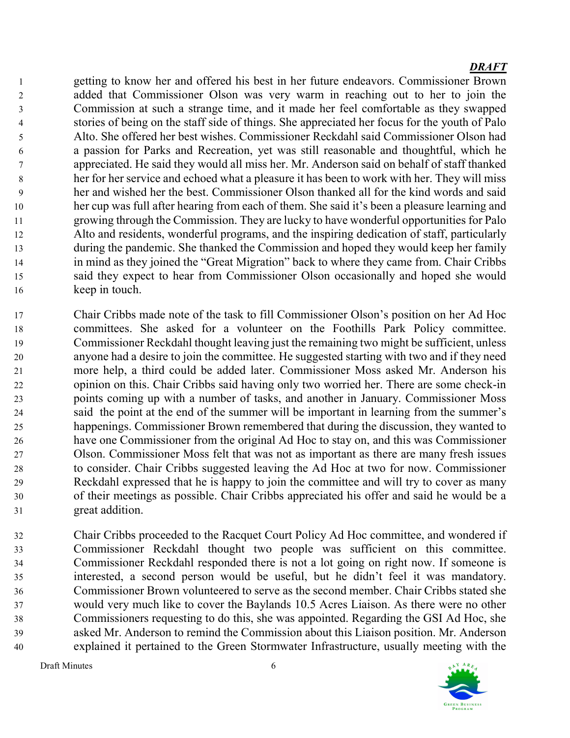getting to know her and offered his best in her future endeavors. Commissioner Brown added that Commissioner Olson was very warm in reaching out to her to join the Commission at such a strange time, and it made her feel comfortable as they swapped stories of being on the staff side of things. She appreciated her focus for the youth of Palo Alto. She offered her best wishes. Commissioner Reckdahl said Commissioner Olson had a passion for Parks and Recreation, yet was still reasonable and thoughtful, which he appreciated. He said they would all miss her. Mr. Anderson said on behalf of staff thanked her for her service and echoed what a pleasure it has been to work with her. They will miss her and wished her the best. Commissioner Olson thanked all for the kind words and said her cup was full after hearing from each of them. She said it's been a pleasure learning and growing through the Commission. They are lucky to have wonderful opportunities for Palo Alto and residents, wonderful programs, and the inspiring dedication of staff, particularly during the pandemic. She thanked the Commission and hoped they would keep her family in mind as they joined the "Great Migration" back to where they came from. Chair Cribbs said they expect to hear from Commissioner Olson occasionally and hoped she would keep in touch.

Chair Cribbs made note of the task to fill Commissioner Olson's position on her Ad Hoc committees. She asked for a volunteer on the Foothills Park Policy committee. Commissioner Reckdahl thought leaving just the remaining two might be sufficient, unless anyone had a desire to join the committee. He suggested starting with two and if they need more help, a third could be added later. Commissioner Moss asked Mr. Anderson his opinion on this. Chair Cribbs said having only two worried her. There are some check-in points coming up with a number of tasks, and another in January. Commissioner Moss said the point at the end of the summer will be important in learning from the summer's happenings. Commissioner Brown remembered that during the discussion, they wanted to have one Commissioner from the original Ad Hoc to stay on, and this was Commissioner Olson. Commissioner Moss felt that was not as important as there are many fresh issues to consider. Chair Cribbs suggested leaving the Ad Hoc at two for now. Commissioner Reckdahl expressed that he is happy to join the committee and will try to cover as many of their meetings as possible. Chair Cribbs appreciated his offer and said he would be a great addition.

Chair Cribbs proceeded to the Racquet Court Policy Ad Hoc committee, and wondered if Commissioner Reckdahl thought two people was sufficient on this committee. Commissioner Reckdahl responded there is not a lot going on right now. If someone is interested, a second person would be useful, but he didn't feel it was mandatory. Commissioner Brown volunteered to serve as the second member. Chair Cribbs stated she would very much like to cover the Baylands 10.5 Acres Liaison. As there were no other Commissioners requesting to do this, she was appointed. Regarding the GSI Ad Hoc, she asked Mr. Anderson to remind the Commission about this Liaison position. Mr. Anderson explained it pertained to the Green Stormwater Infrastructure, usually meeting with the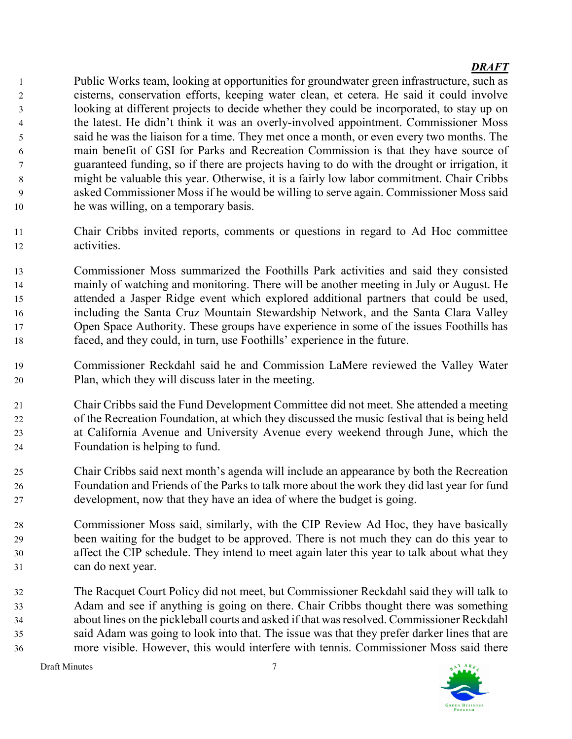***DRAFT***

Public Works team, looking at opportunities for groundwater green infrastructure, such as cisterns, conservation efforts, keeping water clean, et cetera. He said it could involve looking at different projects to decide whether they could be incorporated, to stay up on the latest. He didn't think it was an overly-involved appointment. Commissioner Moss said he was the liaison for a time. They met once a month, or even every two months. The main benefit of GSI for Parks and Recreation Commission is that they have source of guaranteed funding, so if there are projects having to do with the drought or irrigation, it might be valuable this year. Otherwise, it is a fairly low labor commitment. Chair Cribbs asked Commissioner Moss if he would be willing to serve again. Commissioner Moss said he was willing, on a temporary basis.

Chair Cribbs invited reports, comments or questions in regard to Ad Hoc committee activities.

Commissioner Moss summarized the Foothills Park activities and said they consisted mainly of watching and monitoring. There will be another meeting in July or August. He attended a Jasper Ridge event which explored additional partners that could be used, including the Santa Cruz Mountain Stewardship Network, and the Santa Clara Valley Open Space Authority. These groups have experience in some of the issues Foothills has faced, and they could, in turn, use Foothills' experience in the future.

Commissioner Reckdahl said he and Commission LaMere reviewed the Valley Water Plan, which they will discuss later in the meeting.

Chair Cribbs said the Fund Development Committee did not meet. She attended a meeting of the Recreation Foundation, at which they discussed the music festival that is being held at California Avenue and University Avenue every weekend through June, which the Foundation is helping to fund.

Chair Cribbs said next month's agenda will include an appearance by both the Recreation Foundation and Friends of the Parks to talk more about the work they did last year for fund development, now that they have an idea of where the budget is going.

Commissioner Moss said, similarly, with the CIP Review Ad Hoc, they have basically been waiting for the budget to be approved. There is not much they can do this year to affect the CIP schedule. They intend to meet again later this year to talk about what they can do next year.

The Racquet Court Policy did not meet, but Commissioner Reckdahl said they will talk to Adam and see if anything is going on there. Chair Cribbs thought there was something about lines on the pickleball courts and asked if that was resolved. Commissioner Reckdahl said Adam was going to look into that. The issue was that they prefer darker lines that are more visible. However, this would interfere with tennis. Commissioner Moss said there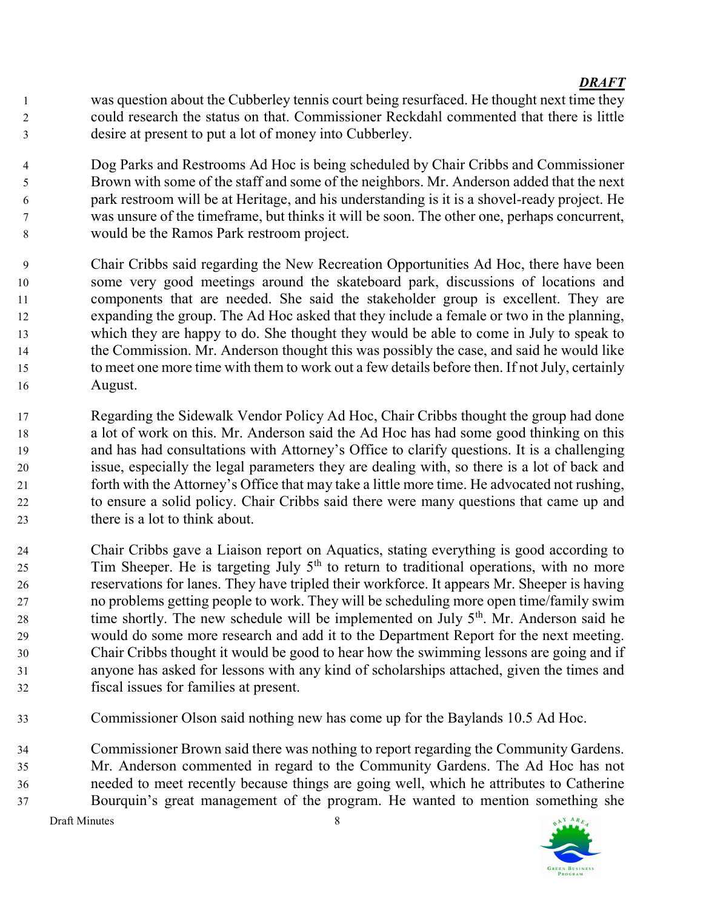was question about the Cubberley tennis court being resurfaced. He thought next time they could research the status on that. Commissioner Reckdahl commented that there is little desire at present to put a lot of money into Cubberley.

Dog Parks and Restrooms Ad Hoc is being scheduled by Chair Cribbs and Commissioner Brown with some of the staff and some of the neighbors. Mr. Anderson added that the next park restroom will be at Heritage, and his understanding is it is a shovel-ready project. He was unsure of the timeframe, but thinks it will be soon. The other one, perhaps concurrent, would be the Ramos Park restroom project.

Chair Cribbs said regarding the New Recreation Opportunities Ad Hoc, there have been some very good meetings around the skateboard park, discussions of locations and components that are needed. She said the stakeholder group is excellent. They are expanding the group. The Ad Hoc asked that they include a female or two in the planning, which they are happy to do. She thought they would be able to come in July to speak to the Commission. Mr. Anderson thought this was possibly the case, and said he would like to meet one more time with them to work out a few details before then. If not July, certainly August.

Regarding the Sidewalk Vendor Policy Ad Hoc, Chair Cribbs thought the group had done a lot of work on this. Mr. Anderson said the Ad Hoc has had some good thinking on this and has had consultations with Attorney's Office to clarify questions. It is a challenging issue, especially the legal parameters they are dealing with, so there is a lot of back and forth with the Attorney's Office that may take a little more time. He advocated not rushing, to ensure a solid policy. Chair Cribbs said there were many questions that came up and there is a lot to think about.

Chair Cribbs gave a Liaison report on Aquatics, stating everything is good according to Tim Sheeper. He is targeting July 5th to return to traditional operations, with no more reservations for lanes. They have tripled their workforce. It appears Mr. Sheeper is having no problems getting people to work. They will be scheduling more open time/family swim time shortly. The new schedule will be implemented on July 5th. Mr. Anderson said he would do some more research and add it to the Department Report for the next meeting. Chair Cribbs thought it would be good to hear how the swimming lessons are going and if anyone has asked for lessons with any kind of scholarships attached, given the times and fiscal issues for families at present.

Commissioner Olson said nothing new has come up for the Baylands 10.5 Ad Hoc.

Commissioner Brown said there was nothing to report regarding the Community Gardens. Mr. Anderson commented in regard to the Community Gardens. The Ad Hoc has not needed to meet recently because things are going well, which he attributes to Catherine Bourquin's great management of the program. He wanted to mention something she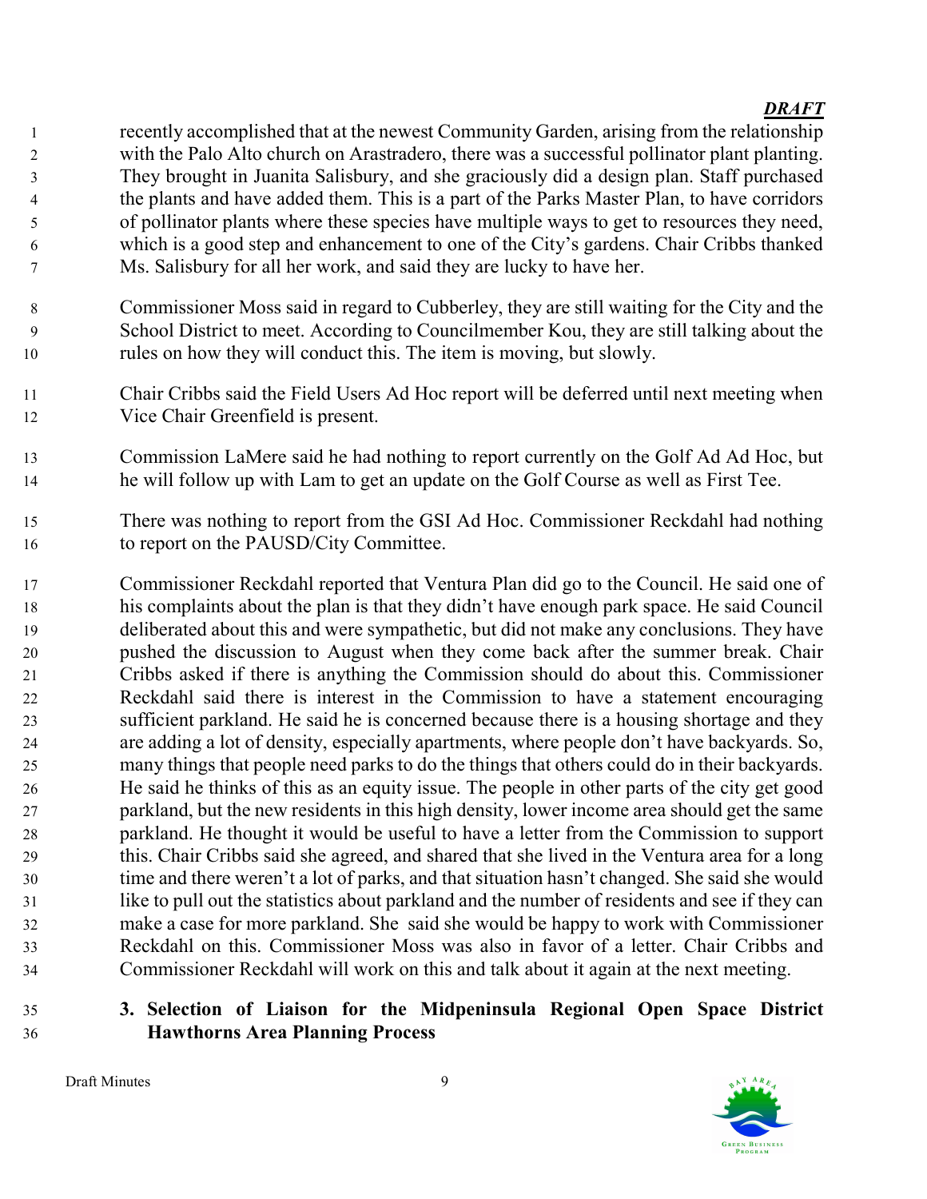recently accomplished that at the newest Community Garden, arising from the relationship with the Palo Alto church on Arastradero, there was a successful pollinator plant planting. They brought in Juanita Salisbury, and she graciously did a design plan. Staff purchased the plants and have added them. This is a part of the Parks Master Plan, to have corridors of pollinator plants where these species have multiple ways to get to resources they need, which is a good step and enhancement to one of the City's gardens. Chair Cribbs thanked Ms. Salisbury for all her work, and said they are lucky to have her.

Commissioner Moss said in regard to Cubberley, they are still waiting for the City and the School District to meet. According to Councilmember Kou, they are still talking about the rules on how they will conduct this. The item is moving, but slowly.

Chair Cribbs said the Field Users Ad Hoc report will be deferred until next meeting when Vice Chair Greenfield is present.

Commission LaMere said he had nothing to report currently on the Golf Ad Ad Hoc, but he will follow up with Lam to get an update on the Golf Course as well as First Tee.

There was nothing to report from the GSI Ad Hoc. Commissioner Reckdahl had nothing to report on the PAUSD/City Committee.

Commissioner Reckdahl reported that Ventura Plan did go to the Council. He said one of his complaints about the plan is that they didn't have enough park space. He said Council deliberated about this and were sympathetic, but did not make any conclusions. They have pushed the discussion to August when they come back after the summer break. Chair Cribbs asked if there is anything the Commission should do about this. Commissioner Reckdahl said there is interest in the Commission to have a statement encouraging sufficient parkland. He said he is concerned because there is a housing shortage and they are adding a lot of density, especially apartments, where people don't have backyards. So, many things that people need parks to do the things that others could do in their backyards. He said he thinks of this as an equity issue. The people in other parts of the city get good parkland, but the new residents in this high density, lower income area should get the same parkland. He thought it would be useful to have a letter from the Commission to support this. Chair Cribbs said she agreed, and shared that she lived in the Ventura area for a long time and there weren't a lot of parks, and that situation hasn't changed. She said she would like to pull out the statistics about parkland and the number of residents and see if they can make a case for more parkland. She said she would be happy to work with Commissioner Reckdahl on this. Commissioner Moss was also in favor of a letter. Chair Cribbs and Commissioner Reckdahl will work on this and talk about it again at the next meeting.

**3. Selection of Liaison for the Midpeninsula Regional Open Space District Hawthorns Area Planning Process**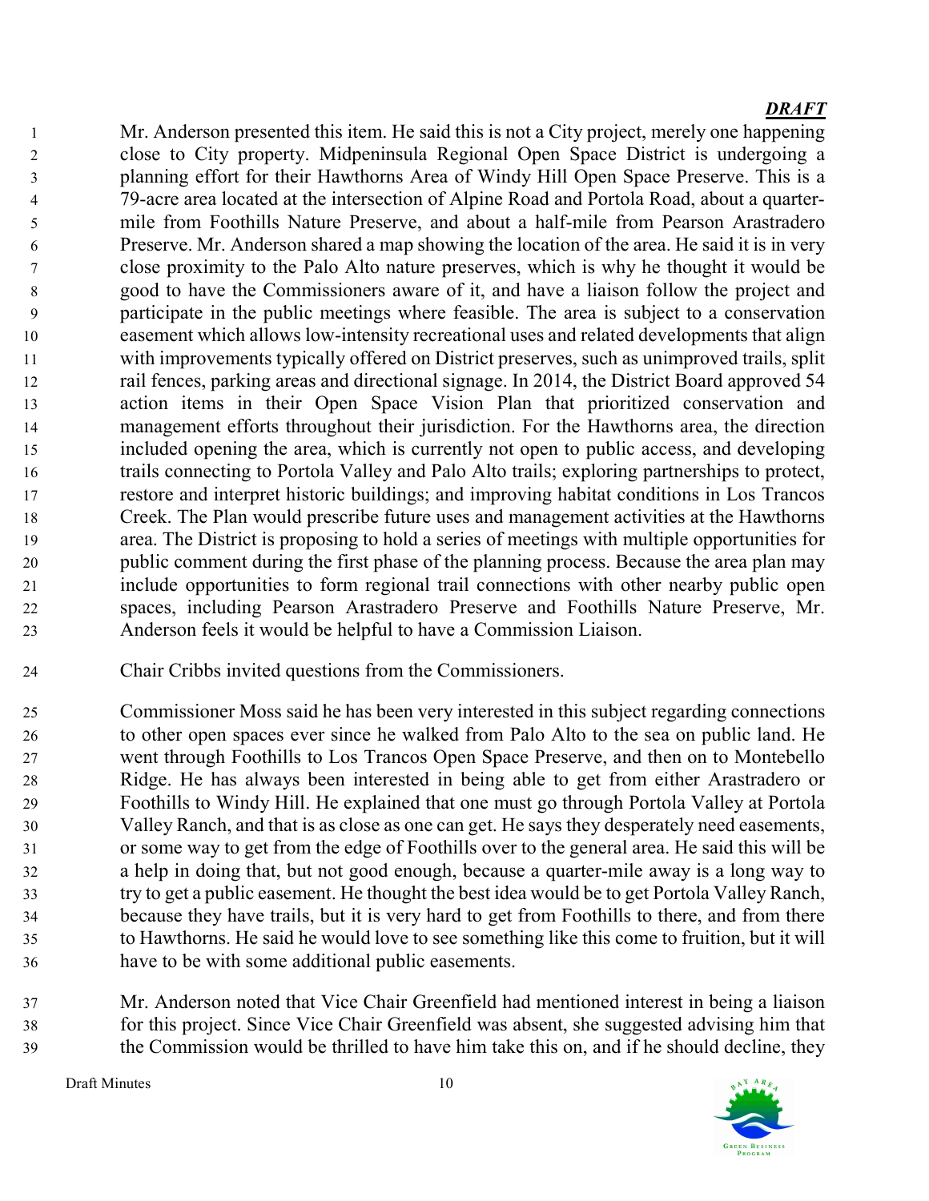Mr. Anderson presented this item. He said this is not a City project, merely one happening close to City property. Midpeninsula Regional Open Space District is undergoing a planning effort for their Hawthorns Area of Windy Hill Open Space Preserve. This is a 79-acre area located at the intersection of Alpine Road and Portola Road, about a quarter-mile from Foothills Nature Preserve, and about a half-mile from Pearson Arastradero Preserve. Mr. Anderson shared a map showing the location of the area. He said it is in very close proximity to the Palo Alto nature preserves, which is why he thought it would be good to have the Commissioners aware of it, and have a liaison follow the project and participate in the public meetings where feasible. The area is subject to a conservation easement which allows low-intensity recreational uses and related developments that align with improvements typically offered on District preserves, such as unimproved trails, split rail fences, parking areas and directional signage. In 2014, the District Board approved 54 action items in their Open Space Vision Plan that prioritized conservation and management efforts throughout their jurisdiction. For the Hawthorns area, the direction included opening the area, which is currently not open to public access, and developing trails connecting to Portola Valley and Palo Alto trails; exploring partnerships to protect, restore and interpret historic buildings; and improving habitat conditions in Los Trancos Creek. The Plan would prescribe future uses and management activities at the Hawthorns area. The District is proposing to hold a series of meetings with multiple opportunities for public comment during the first phase of the planning process. Because the area plan may include opportunities to form regional trail connections with other nearby public open spaces, including Pearson Arastradero Preserve and Foothills Nature Preserve, Mr. Anderson feels it would be helpful to have a Commission Liaison.

Chair Cribbs invited questions from the Commissioners.

Commissioner Moss said he has been very interested in this subject regarding connections to other open spaces ever since he walked from Palo Alto to the sea on public land. He went through Foothills to Los Trancos Open Space Preserve, and then on to Montebello Ridge. He has always been interested in being able to get from either Arastradero or Foothills to Windy Hill. He explained that one must go through Portola Valley at Portola Valley Ranch, and that is as close as one can get. He says they desperately need easements, or some way to get from the edge of Foothills over to the general area. He said this will be a help in doing that, but not good enough, because a quarter-mile away is a long way to try to get a public easement. He thought the best idea would be to get Portola Valley Ranch, because they have trails, but it is very hard to get from Foothills to there, and from there to Hawthorns. He said he would love to see something like this come to fruition, but it will have to be with some additional public easements.

Mr. Anderson noted that Vice Chair Greenfield had mentioned interest in being a liaison for this project. Since Vice Chair Greenfield was absent, she suggested advising him that the Commission would be thrilled to have him take this on, and if he should decline, they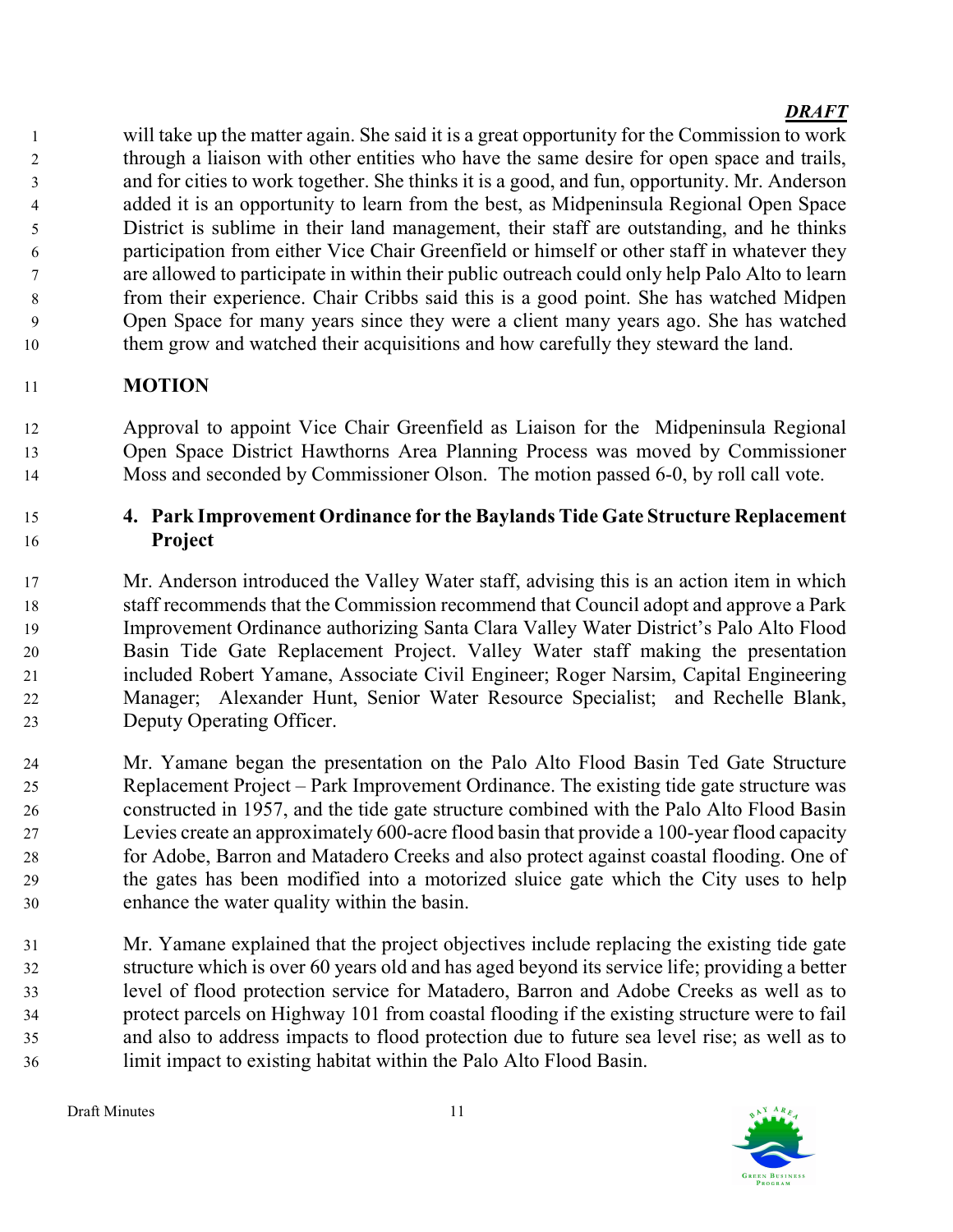will take up the matter again. She said it is a great opportunity for the Commission to work through a liaison with other entities who have the same desire for open space and trails, and for cities to work together. She thinks it is a good, and fun, opportunity. Mr. Anderson added it is an opportunity to learn from the best, as Midpeninsula Regional Open Space District is sublime in their land management, their staff are outstanding, and he thinks participation from either Vice Chair Greenfield or himself or other staff in whatever they are allowed to participate in within their public outreach could only help Palo Alto to learn from their experience. Chair Cribbs said this is a good point. She has watched Midpen Open Space for many years since they were a client many years ago. She has watched them grow and watched their acquisitions and how carefully they steward the land.

**MOTION**

Approval to appoint Vice Chair Greenfield as Liaison for the Midpeninsula Regional Open Space District Hawthorns Area Planning Process was moved by Commissioner Moss and seconded by Commissioner Olson. The motion passed 6-0, by roll call vote.

**4. Park Improvement Ordinance for the Baylands Tide Gate Structure Replacement Project**

Mr. Anderson introduced the Valley Water staff, advising this is an action item in which staff recommends that the Commission recommend that Council adopt and approve a Park Improvement Ordinance authorizing Santa Clara Valley Water District's Palo Alto Flood Basin Tide Gate Replacement Project. Valley Water staff making the presentation included Robert Yamane, Associate Civil Engineer; Roger Narsim, Capital Engineering Manager; Alexander Hunt, Senior Water Resource Specialist; and Rechelle Blank, Deputy Operating Officer.

Mr. Yamane began the presentation on the Palo Alto Flood Basin Ted Gate Structure Replacement Project – Park Improvement Ordinance. The existing tide gate structure was constructed in 1957, and the tide gate structure combined with the Palo Alto Flood Basin Levies create an approximately 600-acre flood basin that provide a 100-year flood capacity for Adobe, Barron and Matadero Creeks and also protect against coastal flooding. One of the gates has been modified into a motorized sluice gate which the City uses to help enhance the water quality within the basin.

Mr. Yamane explained that the project objectives include replacing the existing tide gate structure which is over 60 years old and has aged beyond its service life; providing a better level of flood protection service for Matadero, Barron and Adobe Creeks as well as to protect parcels on Highway 101 from coastal flooding if the existing structure were to fail and also to address impacts to flood protection due to future sea level rise; as well as to limit impact to existing habitat within the Palo Alto Flood Basin.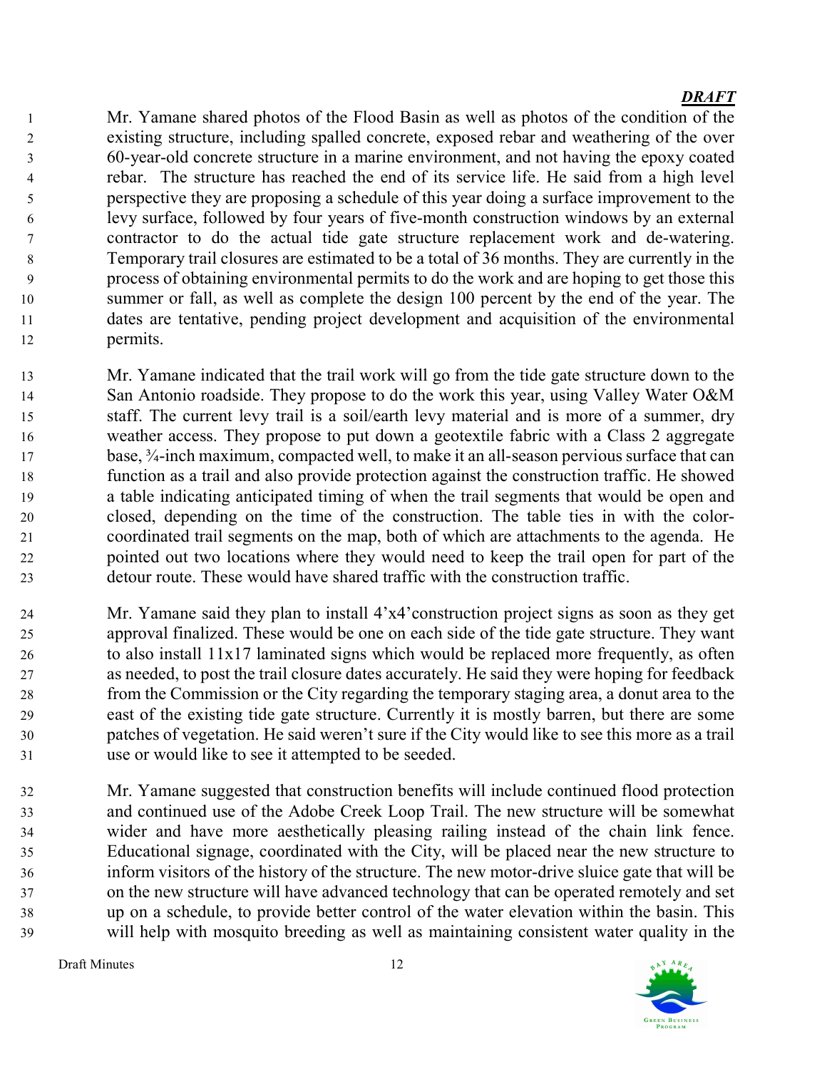***DRAFT***

Mr. Yamane shared photos of the Flood Basin as well as photos of the condition of the existing structure, including spalled concrete, exposed rebar and weathering of the over 60-year-old concrete structure in a marine environment, and not having the epoxy coated rebar. The structure has reached the end of its service life. He said from a high level perspective they are proposing a schedule of this year doing a surface improvement to the levy surface, followed by four years of five-month construction windows by an external contractor to do the actual tide gate structure replacement work and de-watering. Temporary trail closures are estimated to be a total of 36 months. They are currently in the process of obtaining environmental permits to do the work and are hoping to get those this summer or fall, as well as complete the design 100 percent by the end of the year. The dates are tentative, pending project development and acquisition of the environmental permits.

Mr. Yamane indicated that the trail work will go from the tide gate structure down to the San Antonio roadside. They propose to do the work this year, using Valley Water O&M staff. The current levy trail is a soil/earth levy material and is more of a summer, dry weather access. They propose to put down a geotextile fabric with a Class 2 aggregate base, ¾-inch maximum, compacted well, to make it an all-season pervious surface that can function as a trail and also provide protection against the construction traffic. He showed a table indicating anticipated timing of when the trail segments that would be open and closed, depending on the time of the construction. The table ties in with the color-coordinated trail segments on the map, both of which are attachments to the agenda. He pointed out two locations where they would need to keep the trail open for part of the detour route. These would have shared traffic with the construction traffic.

Mr. Yamane said they plan to install 4'x4'construction project signs as soon as they get approval finalized. These would be one on each side of the tide gate structure. They want to also install 11x17 laminated signs which would be replaced more frequently, as often as needed, to post the trail closure dates accurately. He said they were hoping for feedback from the Commission or the City regarding the temporary staging area, a donut area to the east of the existing tide gate structure. Currently it is mostly barren, but there are some patches of vegetation. He said weren't sure if the City would like to see this more as a trail use or would like to see it attempted to be seeded.

Mr. Yamane suggested that construction benefits will include continued flood protection and continued use of the Adobe Creek Loop Trail. The new structure will be somewhat wider and have more aesthetically pleasing railing instead of the chain link fence. Educational signage, coordinated with the City, will be placed near the new structure to inform visitors of the history of the structure. The new motor-drive sluice gate that will be on the new structure will have advanced technology that can be operated remotely and set up on a schedule, to provide better control of the water elevation within the basin. This will help with mosquito breeding as well as maintaining consistent water quality in the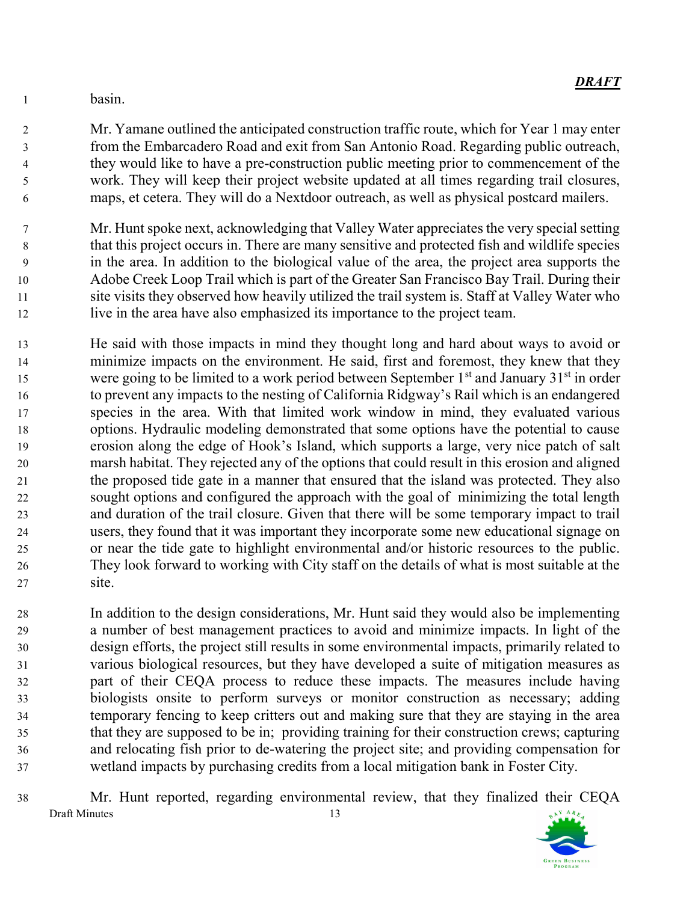basin.

Mr. Yamane outlined the anticipated construction traffic route, which for Year 1 may enter from the Embarcadero Road and exit from San Antonio Road. Regarding public outreach, they would like to have a pre-construction public meeting prior to commencement of the work. They will keep their project website updated at all times regarding trail closures, maps, et cetera. They will do a Nextdoor outreach, as well as physical postcard mailers.

Mr. Hunt spoke next, acknowledging that Valley Water appreciates the very special setting that this project occurs in. There are many sensitive and protected fish and wildlife species in the area. In addition to the biological value of the area, the project area supports the Adobe Creek Loop Trail which is part of the Greater San Francisco Bay Trail. During their site visits they observed how heavily utilized the trail system is. Staff at Valley Water who live in the area have also emphasized its importance to the project team.

He said with those impacts in mind they thought long and hard about ways to avoid or minimize impacts on the environment. He said, first and foremost, they knew that they were going to be limited to a work period between September 1st and January 31st in order to prevent any impacts to the nesting of California Ridgway's Rail which is an endangered species in the area. With that limited work window in mind, they evaluated various options. Hydraulic modeling demonstrated that some options have the potential to cause erosion along the edge of Hook's Island, which supports a large, very nice patch of salt marsh habitat. They rejected any of the options that could result in this erosion and aligned the proposed tide gate in a manner that ensured that the island was protected. They also sought options and configured the approach with the goal of minimizing the total length and duration of the trail closure. Given that there will be some temporary impact to trail users, they found that it was important they incorporate some new educational signage on or near the tide gate to highlight environmental and/or historic resources to the public. They look forward to working with City staff on the details of what is most suitable at the site.

In addition to the design considerations, Mr. Hunt said they would also be implementing a number of best management practices to avoid and minimize impacts. In light of the design efforts, the project still results in some environmental impacts, primarily related to various biological resources, but they have developed a suite of mitigation measures as part of their CEQA process to reduce these impacts. The measures include having biologists onsite to perform surveys or monitor construction as necessary; adding temporary fencing to keep critters out and making sure that they are staying in the area that they are supposed to be in; providing training for their construction crews; capturing and relocating fish prior to de-watering the project site; and providing compensation for wetland impacts by purchasing credits from a local mitigation bank in Foster City.

Mr. Hunt reported, regarding environmental review, that they finalized their CEQA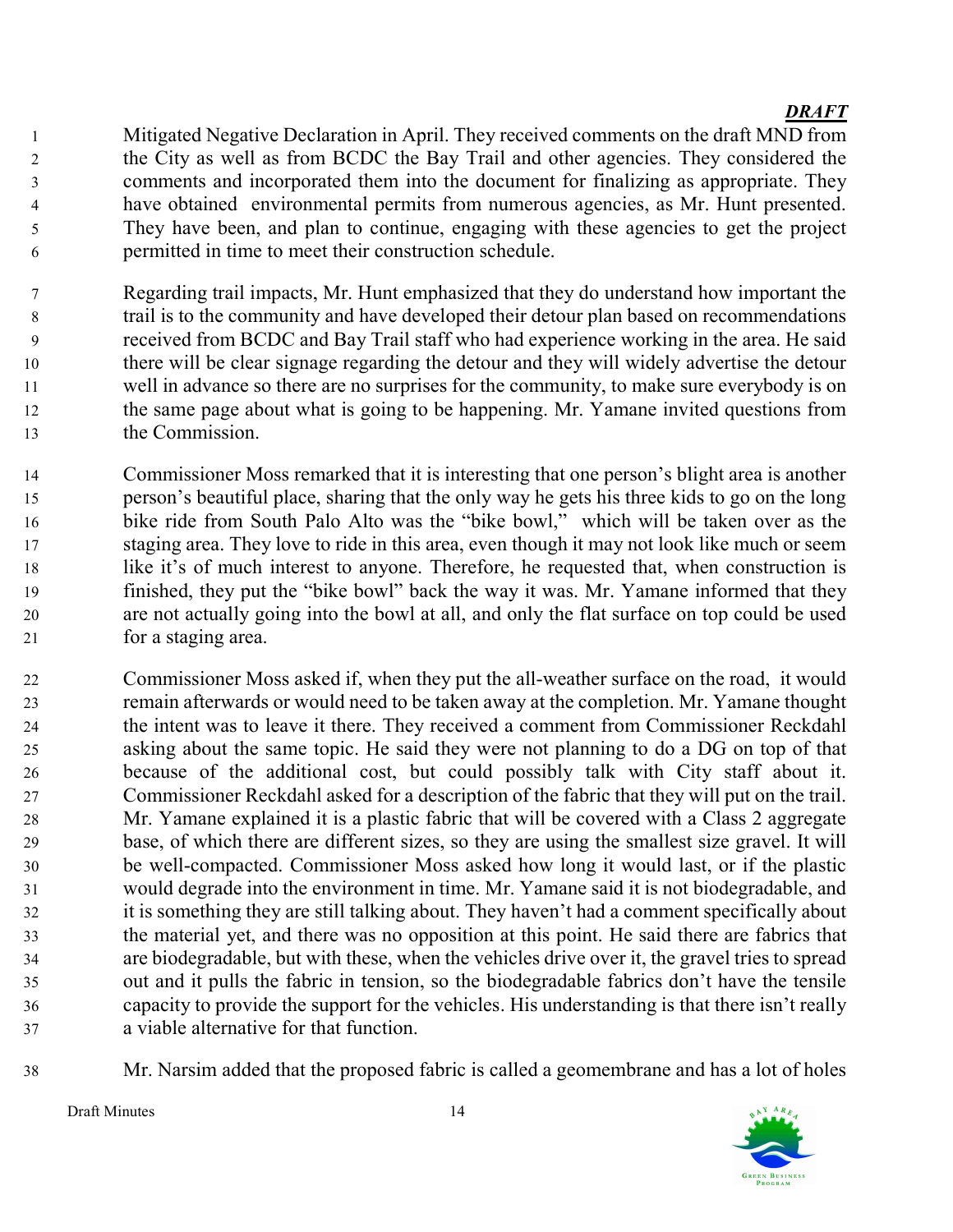Mitigated Negative Declaration in April. They received comments on the draft MND from the City as well as from BCDC the Bay Trail and other agencies. They considered the comments and incorporated them into the document for finalizing as appropriate. They have obtained environmental permits from numerous agencies, as Mr. Hunt presented. They have been, and plan to continue, engaging with these agencies to get the project permitted in time to meet their construction schedule.

Regarding trail impacts, Mr. Hunt emphasized that they do understand how important the trail is to the community and have developed their detour plan based on recommendations received from BCDC and Bay Trail staff who had experience working in the area. He said there will be clear signage regarding the detour and they will widely advertise the detour well in advance so there are no surprises for the community, to make sure everybody is on the same page about what is going to be happening. Mr. Yamane invited questions from the Commission.

Commissioner Moss remarked that it is interesting that one person's blight area is another person's beautiful place, sharing that the only way he gets his three kids to go on the long bike ride from South Palo Alto was the "bike bowl," which will be taken over as the staging area. They love to ride in this area, even though it may not look like much or seem like it's of much interest to anyone. Therefore, he requested that, when construction is finished, they put the "bike bowl" back the way it was. Mr. Yamane informed that they are not actually going into the bowl at all, and only the flat surface on top could be used for a staging area.

Commissioner Moss asked if, when they put the all-weather surface on the road, it would remain afterwards or would need to be taken away at the completion. Mr. Yamane thought the intent was to leave it there. They received a comment from Commissioner Reckdahl asking about the same topic. He said they were not planning to do a DG on top of that because of the additional cost, but could possibly talk with City staff about it. Commissioner Reckdahl asked for a description of the fabric that they will put on the trail. Mr. Yamane explained it is a plastic fabric that will be covered with a Class 2 aggregate base, of which there are different sizes, so they are using the smallest size gravel. It will be well-compacted. Commissioner Moss asked how long it would last, or if the plastic would degrade into the environment in time. Mr. Yamane said it is not biodegradable, and it is something they are still talking about. They haven't had a comment specifically about the material yet, and there was no opposition at this point. He said there are fabrics that are biodegradable, but with these, when the vehicles drive over it, the gravel tries to spread out and it pulls the fabric in tension, so the biodegradable fabrics don't have the tensile capacity to provide the support for the vehicles. His understanding is that there isn't really a viable alternative for that function.

Mr. Narsim added that the proposed fabric is called a geomembrane and has a lot of holes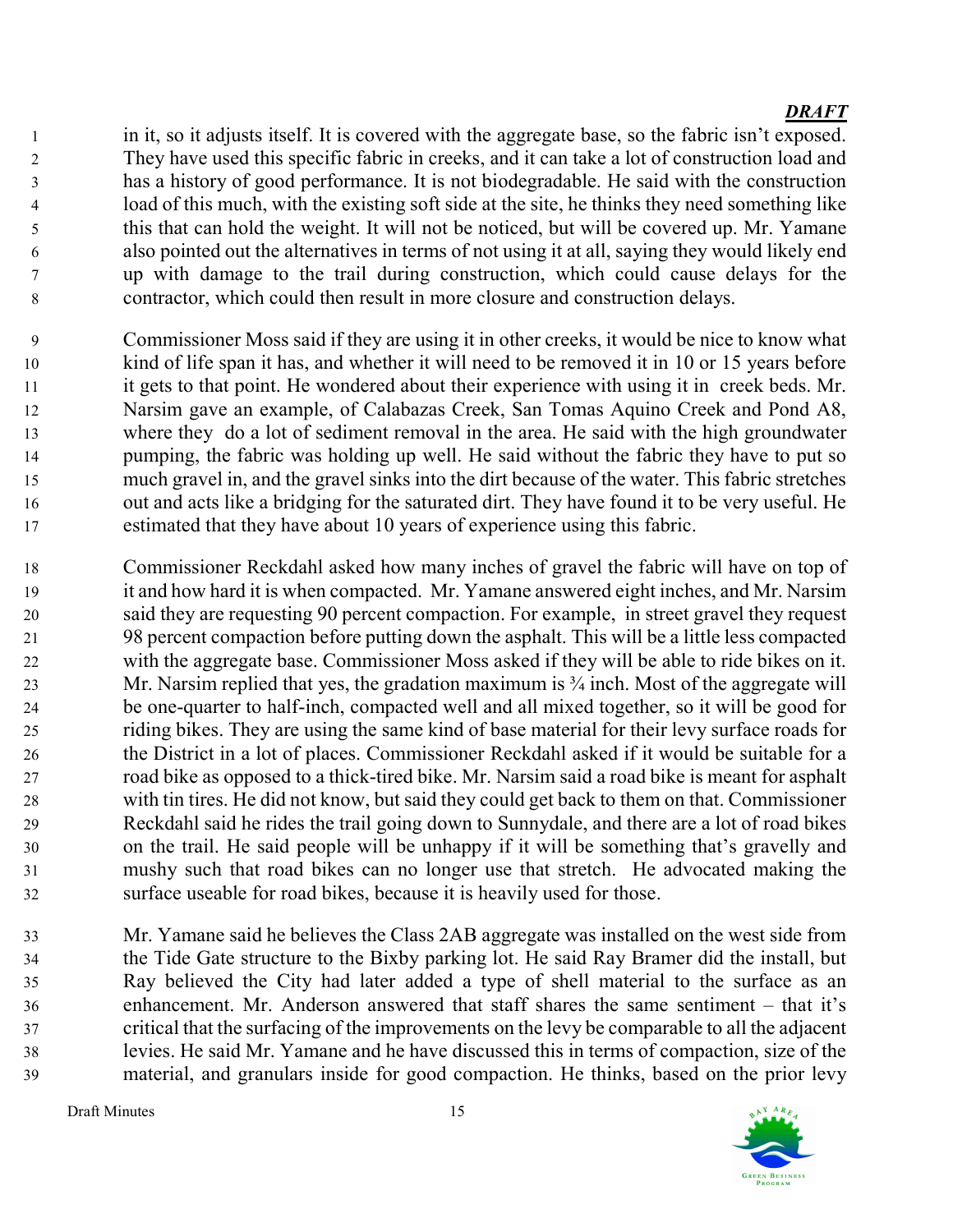*DRAFT*

in it, so it adjusts itself. It is covered with the aggregate base, so the fabric isn't exposed. They have used this specific fabric in creeks, and it can take a lot of construction load and has a history of good performance. It is not biodegradable. He said with the construction load of this much, with the existing soft side at the site, he thinks they need something like this that can hold the weight. It will not be noticed, but will be covered up. Mr. Yamane also pointed out the alternatives in terms of not using it at all, saying they would likely end up with damage to the trail during construction, which could cause delays for the contractor, which could then result in more closure and construction delays.

Commissioner Moss said if they are using it in other creeks, it would be nice to know what kind of life span it has, and whether it will need to be removed it in 10 or 15 years before it gets to that point. He wondered about their experience with using it in creek beds. Mr. Narsim gave an example, of Calabazas Creek, San Tomas Aquino Creek and Pond A8, where they do a lot of sediment removal in the area. He said with the high groundwater pumping, the fabric was holding up well. He said without the fabric they have to put so much gravel in, and the gravel sinks into the dirt because of the water. This fabric stretches out and acts like a bridging for the saturated dirt. They have found it to be very useful. He estimated that they have about 10 years of experience using this fabric.

Commissioner Reckdahl asked how many inches of gravel the fabric will have on top of it and how hard it is when compacted. Mr. Yamane answered eight inches, and Mr. Narsim said they are requesting 90 percent compaction. For example, in street gravel they request 98 percent compaction before putting down the asphalt. This will be a little less compacted with the aggregate base. Commissioner Moss asked if they will be able to ride bikes on it. Mr. Narsim replied that yes, the gradation maximum is ¾ inch. Most of the aggregate will be one-quarter to half-inch, compacted well and all mixed together, so it will be good for riding bikes. They are using the same kind of base material for their levy surface roads for the District in a lot of places. Commissioner Reckdahl asked if it would be suitable for a road bike as opposed to a thick-tired bike. Mr. Narsim said a road bike is meant for asphalt with tin tires. He did not know, but said they could get back to them on that. Commissioner Reckdahl said he rides the trail going down to Sunnydale, and there are a lot of road bikes on the trail. He said people will be unhappy if it will be something that's gravelly and mushy such that road bikes can no longer use that stretch. He advocated making the surface useable for road bikes, because it is heavily used for those.

Mr. Yamane said he believes the Class 2AB aggregate was installed on the west side from the Tide Gate structure to the Bixby parking lot. He said Ray Bramer did the install, but Ray believed the City had later added a type of shell material to the surface as an enhancement. Mr. Anderson answered that staff shares the same sentiment – that it's critical that the surfacing of the improvements on the levy be comparable to all the adjacent levies. He said Mr. Yamane and he have discussed this in terms of compaction, size of the material, and granulars inside for good compaction. He thinks, based on the prior levy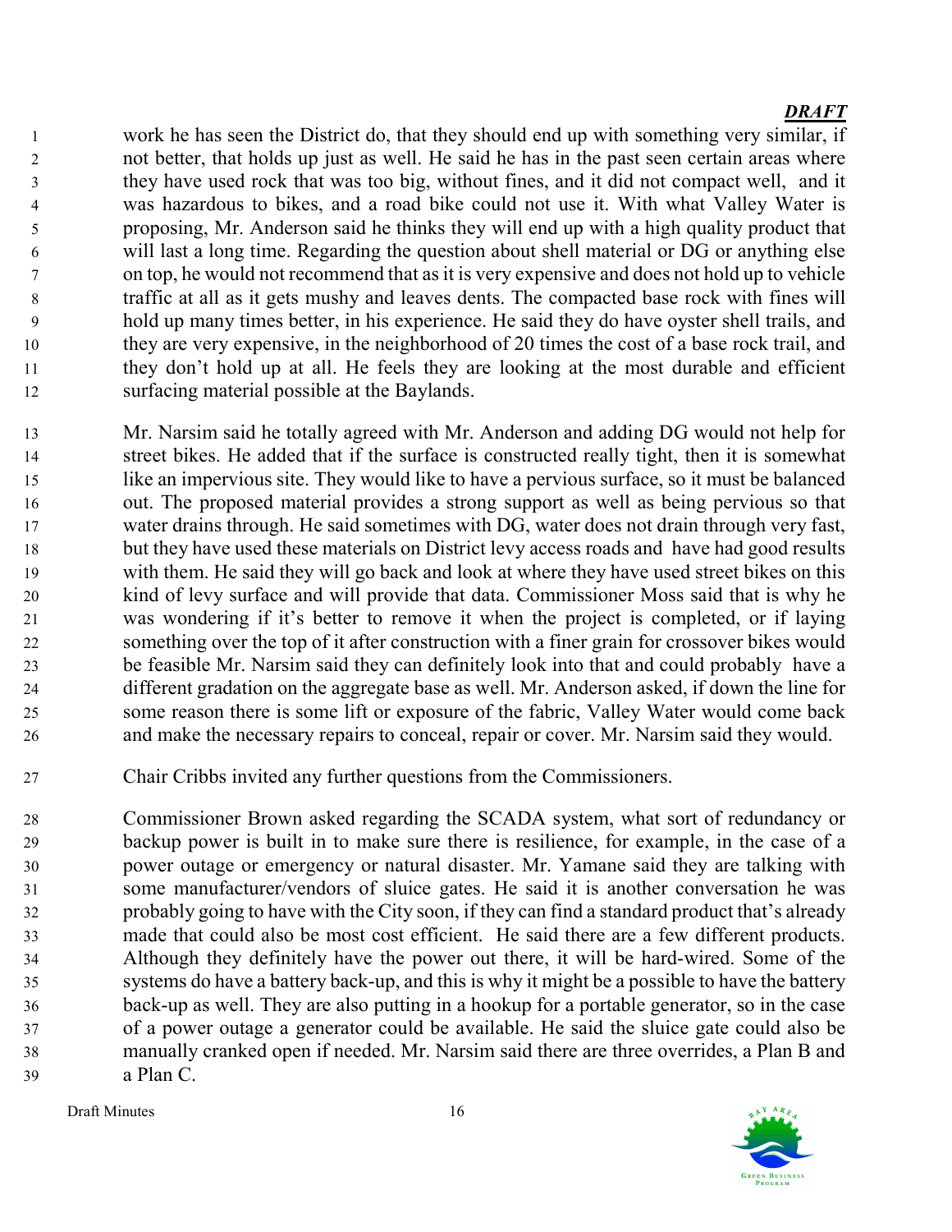*DRAFT*

work he has seen the District do, that they should end up with something very similar, if not better, that holds up just as well. He said he has in the past seen certain areas where they have used rock that was too big, without fines, and it did not compact well, and it was hazardous to bikes, and a road bike could not use it. With what Valley Water is proposing, Mr. Anderson said he thinks they will end up with a high quality product that will last a long time. Regarding the question about shell material or DG or anything else on top, he would not recommend that as it is very expensive and does not hold up to vehicle traffic at all as it gets mushy and leaves dents. The compacted base rock with fines will hold up many times better, in his experience. He said they do have oyster shell trails, and they are very expensive, in the neighborhood of 20 times the cost of a base rock trail, and they don't hold up at all. He feels they are looking at the most durable and efficient surfacing material possible at the Baylands.

Mr. Narsim said he totally agreed with Mr. Anderson and adding DG would not help for street bikes. He added that if the surface is constructed really tight, then it is somewhat like an impervious site. They would like to have a pervious surface, so it must be balanced out. The proposed material provides a strong support as well as being pervious so that water drains through. He said sometimes with DG, water does not drain through very fast, but they have used these materials on District levy access roads and have had good results with them. He said they will go back and look at where they have used street bikes on this kind of levy surface and will provide that data. Commissioner Moss said that is why he was wondering if it's better to remove it when the project is completed, or if laying something over the top of it after construction with a finer grain for crossover bikes would be feasible Mr. Narsim said they can definitely look into that and could probably have a different gradation on the aggregate base as well. Mr. Anderson asked, if down the line for some reason there is some lift or exposure of the fabric, Valley Water would come back and make the necessary repairs to conceal, repair or cover. Mr. Narsim said they would.

Chair Cribbs invited any further questions from the Commissioners.

Commissioner Brown asked regarding the SCADA system, what sort of redundancy or backup power is built in to make sure there is resilience, for example, in the case of a power outage or emergency or natural disaster. Mr. Yamane said they are talking with some manufacturer/vendors of sluice gates. He said it is another conversation he was probably going to have with the City soon, if they can find a standard product that's already made that could also be most cost efficient. He said there are a few different products. Although they definitely have the power out there, it will be hard-wired. Some of the systems do have a battery back-up, and this is why it might be a possible to have the battery back-up as well. They are also putting in a hookup for a portable generator, so in the case of a power outage a generator could be available. He said the sluice gate could also be manually cranked open if needed. Mr. Narsim said there are three overrides, a Plan B and a Plan C.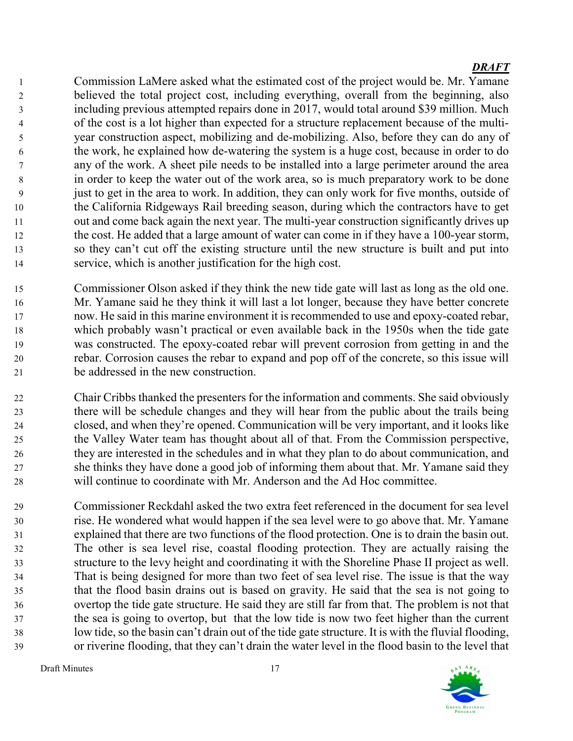***DRAFT***

Commission LaMere asked what the estimated cost of the project would be. Mr. Yamane believed the total project cost, including everything, overall from the beginning, also including previous attempted repairs done in 2017, would total around $39 million. Much of the cost is a lot higher than expected for a structure replacement because of the multi-year construction aspect, mobilizing and de-mobilizing. Also, before they can do any of the work, he explained how de-watering the system is a huge cost, because in order to do any of the work. A sheet pile needs to be installed into a large perimeter around the area in order to keep the water out of the work area, so is much preparatory work to be done just to get in the area to work. In addition, they can only work for five months, outside of the California Ridgeways Rail breeding season, during which the contractors have to get out and come back again the next year. The multi-year construction significantly drives up the cost. He added that a large amount of water can come in if they have a 100-year storm, so they can't cut off the existing structure until the new structure is built and put into service, which is another justification for the high cost.

Commissioner Olson asked if they think the new tide gate will last as long as the old one. Mr. Yamane said he they think it will last a lot longer, because they have better concrete now. He said in this marine environment it is recommended to use and epoxy-coated rebar, which probably wasn't practical or even available back in the 1950s when the tide gate was constructed. The epoxy-coated rebar will prevent corrosion from getting in and the rebar. Corrosion causes the rebar to expand and pop off of the concrete, so this issue will be addressed in the new construction.

Chair Cribbs thanked the presenters for the information and comments. She said obviously there will be schedule changes and they will hear from the public about the trails being closed, and when they're opened. Communication will be very important, and it looks like the Valley Water team has thought about all of that. From the Commission perspective, they are interested in the schedules and in what they plan to do about communication, and she thinks they have done a good job of informing them about that. Mr. Yamane said they will continue to coordinate with Mr. Anderson and the Ad Hoc committee.

Commissioner Reckdahl asked the two extra feet referenced in the document for sea level rise. He wondered what would happen if the sea level were to go above that. Mr. Yamane explained that there are two functions of the flood protection. One is to drain the basin out. The other is sea level rise, coastal flooding protection. They are actually raising the structure to the levy height and coordinating it with the Shoreline Phase II project as well. That is being designed for more than two feet of sea level rise. The issue is that the way that the flood basin drains out is based on gravity. He said that the sea is not going to overtop the tide gate structure. He said they are still far from that. The problem is not that the sea is going to overtop, but that the low tide is now two feet higher than the current low tide, so the basin can't drain out of the tide gate structure. It is with the fluvial flooding, or riverine flooding, that they can't drain the water level in the flood basin to the level that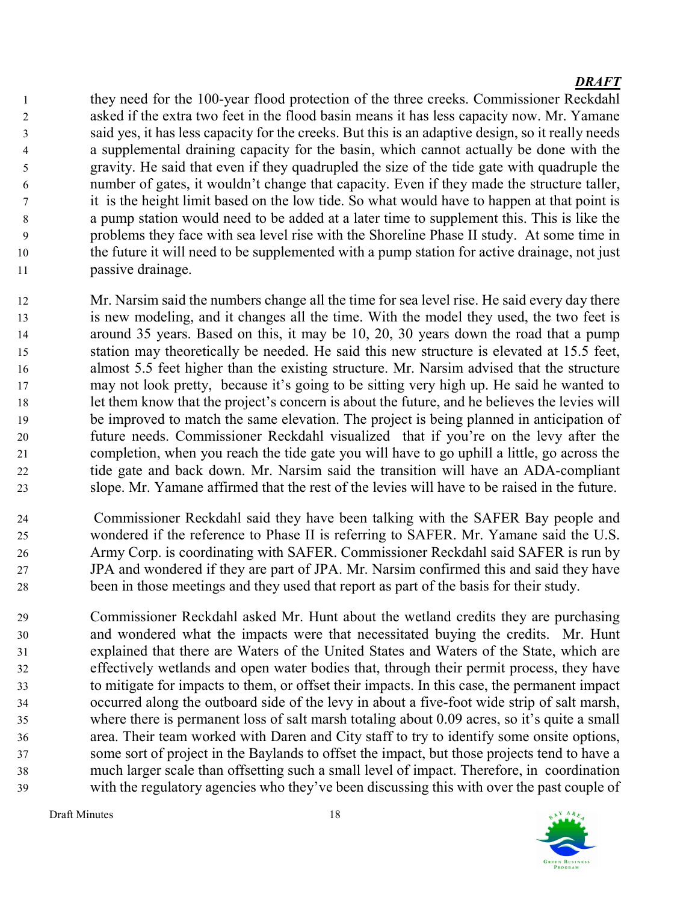they need for the 100-year flood protection of the three creeks. Commissioner Reckdahl asked if the extra two feet in the flood basin means it has less capacity now. Mr. Yamane said yes, it has less capacity for the creeks. But this is an adaptive design, so it really needs a supplemental draining capacity for the basin, which cannot actually be done with the gravity. He said that even if they quadrupled the size of the tide gate with quadruple the number of gates, it wouldn't change that capacity. Even if they made the structure taller, it is the height limit based on the low tide. So what would have to happen at that point is a pump station would need to be added at a later time to supplement this. This is like the problems they face with sea level rise with the Shoreline Phase II study. At some time in the future it will need to be supplemented with a pump station for active drainage, not just passive drainage.

Mr. Narsim said the numbers change all the time for sea level rise. He said every day there is new modeling, and it changes all the time. With the model they used, the two feet is around 35 years. Based on this, it may be 10, 20, 30 years down the road that a pump station may theoretically be needed. He said this new structure is elevated at 15.5 feet, almost 5.5 feet higher than the existing structure. Mr. Narsim advised that the structure may not look pretty, because it's going to be sitting very high up. He said he wanted to let them know that the project's concern is about the future, and he believes the levies will be improved to match the same elevation. The project is being planned in anticipation of future needs. Commissioner Reckdahl visualized that if you're on the levy after the completion, when you reach the tide gate you will have to go uphill a little, go across the tide gate and back down. Mr. Narsim said the transition will have an ADA-compliant slope. Mr. Yamane affirmed that the rest of the levies will have to be raised in the future.

Commissioner Reckdahl said they have been talking with the SAFER Bay people and wondered if the reference to Phase II is referring to SAFER. Mr. Yamane said the U.S. Army Corp. is coordinating with SAFER. Commissioner Reckdahl said SAFER is run by JPA and wondered if they are part of JPA. Mr. Narsim confirmed this and said they have been in those meetings and they used that report as part of the basis for their study.

Commissioner Reckdahl asked Mr. Hunt about the wetland credits they are purchasing and wondered what the impacts were that necessitated buying the credits. Mr. Hunt explained that there are Waters of the United States and Waters of the State, which are effectively wetlands and open water bodies that, through their permit process, they have to mitigate for impacts to them, or offset their impacts. In this case, the permanent impact occurred along the outboard side of the levy in about a five-foot wide strip of salt marsh, where there is permanent loss of salt marsh totaling about 0.09 acres, so it's quite a small area. Their team worked with Daren and City staff to try to identify some onsite options, some sort of project in the Baylands to offset the impact, but those projects tend to have a much larger scale than offsetting such a small level of impact. Therefore, in coordination with the regulatory agencies who they've been discussing this with over the past couple of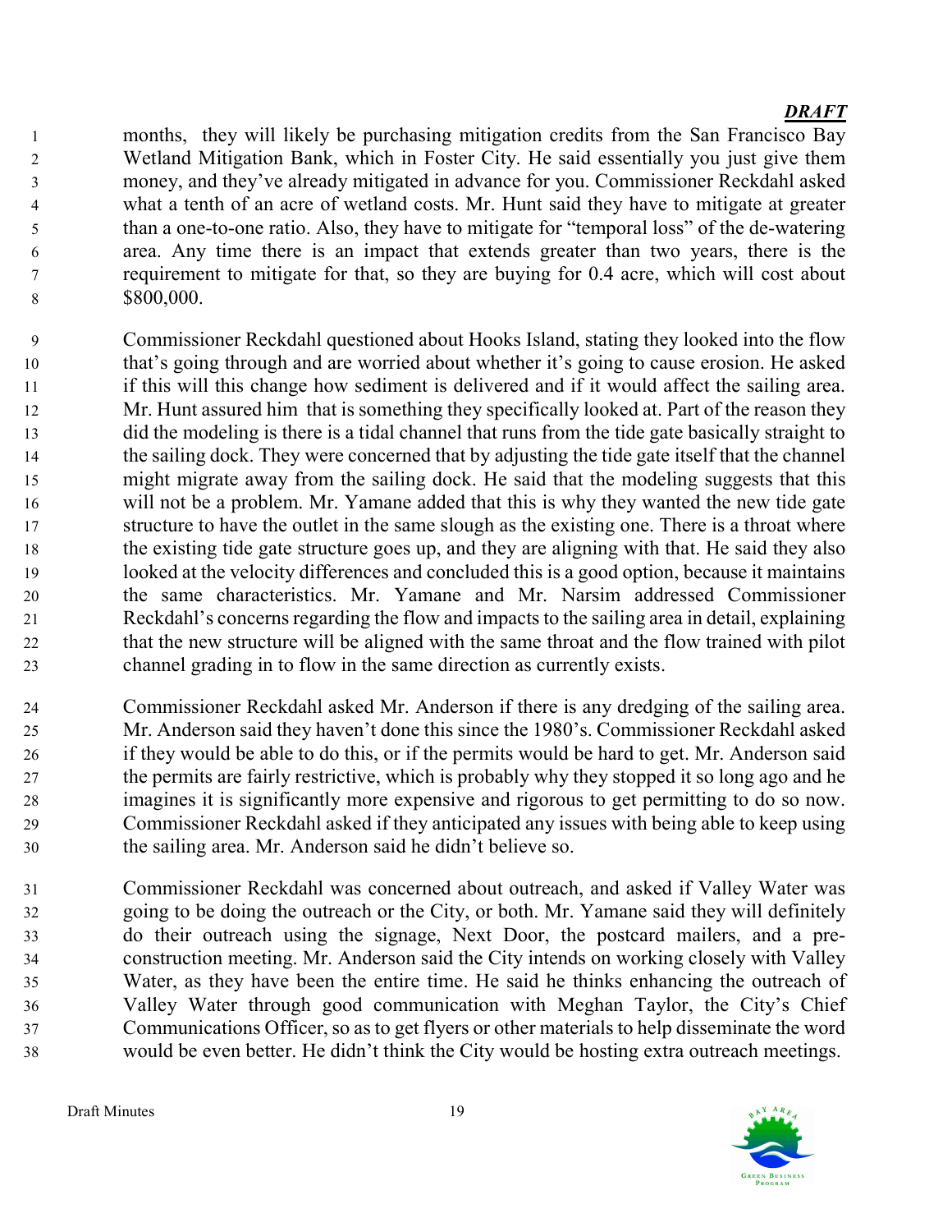***DRAFT***

months, they will likely be purchasing mitigation credits from the San Francisco Bay Wetland Mitigation Bank, which in Foster City. He said essentially you just give them money, and they've already mitigated in advance for you. Commissioner Reckdahl asked what a tenth of an acre of wetland costs. Mr. Hunt said they have to mitigate at greater than a one-to-one ratio. Also, they have to mitigate for "temporal loss" of the de-watering area. Any time there is an impact that extends greater than two years, there is the requirement to mitigate for that, so they are buying for 0.4 acre, which will cost about $800,000.

Commissioner Reckdahl questioned about Hooks Island, stating they looked into the flow that's going through and are worried about whether it's going to cause erosion. He asked if this will this change how sediment is delivered and if it would affect the sailing area. Mr. Hunt assured him that is something they specifically looked at. Part of the reason they did the modeling is there is a tidal channel that runs from the tide gate basically straight to the sailing dock. They were concerned that by adjusting the tide gate itself that the channel might migrate away from the sailing dock. He said that the modeling suggests that this will not be a problem. Mr. Yamane added that this is why they wanted the new tide gate structure to have the outlet in the same slough as the existing one. There is a throat where the existing tide gate structure goes up, and they are aligning with that. He said they also looked at the velocity differences and concluded this is a good option, because it maintains the same characteristics. Mr. Yamane and Mr. Narsim addressed Commissioner Reckdahl's concerns regarding the flow and impacts to the sailing area in detail, explaining that the new structure will be aligned with the same throat and the flow trained with pilot channel grading in to flow in the same direction as currently exists.

Commissioner Reckdahl asked Mr. Anderson if there is any dredging of the sailing area. Mr. Anderson said they haven't done this since the 1980's. Commissioner Reckdahl asked if they would be able to do this, or if the permits would be hard to get. Mr. Anderson said the permits are fairly restrictive, which is probably why they stopped it so long ago and he imagines it is significantly more expensive and rigorous to get permitting to do so now. Commissioner Reckdahl asked if they anticipated any issues with being able to keep using the sailing area. Mr. Anderson said he didn't believe so.

Commissioner Reckdahl was concerned about outreach, and asked if Valley Water was going to be doing the outreach or the City, or both. Mr. Yamane said they will definitely do their outreach using the signage, Next Door, the postcard mailers, and a pre-construction meeting. Mr. Anderson said the City intends on working closely with Valley Water, as they have been the entire time. He said he thinks enhancing the outreach of Valley Water through good communication with Meghan Taylor, the City's Chief Communications Officer, so as to get flyers or other materials to help disseminate the word would be even better. He didn't think the City would be hosting extra outreach meetings.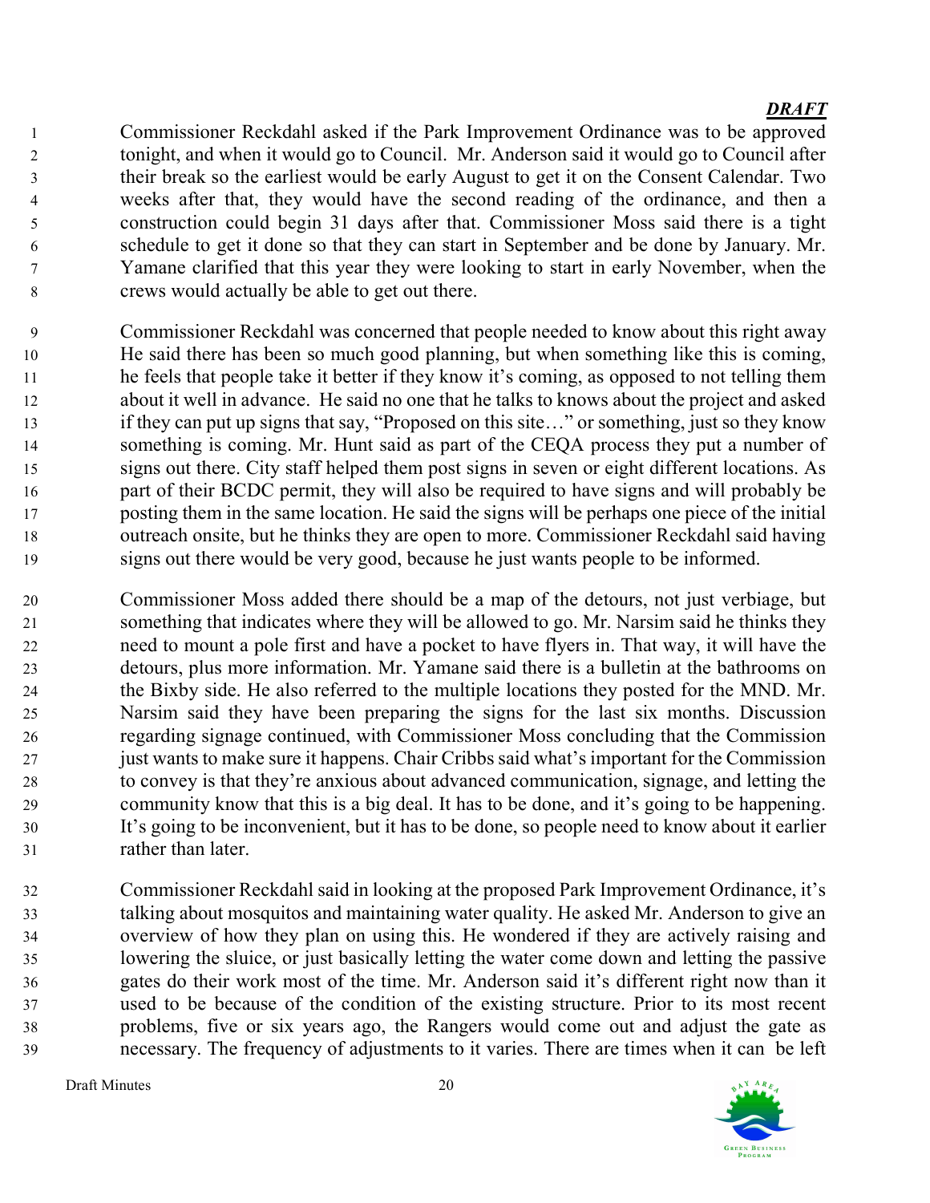***DRAFT***

Commissioner Reckdahl asked if the Park Improvement Ordinance was to be approved tonight, and when it would go to Council. Mr. Anderson said it would go to Council after their break so the earliest would be early August to get it on the Consent Calendar. Two weeks after that, they would have the second reading of the ordinance, and then a construction could begin 31 days after that. Commissioner Moss said there is a tight schedule to get it done so that they can start in September and be done by January. Mr. Yamane clarified that this year they were looking to start in early November, when the crews would actually be able to get out there.

Commissioner Reckdahl was concerned that people needed to know about this right away He said there has been so much good planning, but when something like this is coming, he feels that people take it better if they know it's coming, as opposed to not telling them about it well in advance. He said no one that he talks to knows about the project and asked if they can put up signs that say, "Proposed on this site…" or something, just so they know something is coming. Mr. Hunt said as part of the CEQA process they put a number of signs out there. City staff helped them post signs in seven or eight different locations. As part of their BCDC permit, they will also be required to have signs and will probably be posting them in the same location. He said the signs will be perhaps one piece of the initial outreach onsite, but he thinks they are open to more. Commissioner Reckdahl said having signs out there would be very good, because he just wants people to be informed.

Commissioner Moss added there should be a map of the detours, not just verbiage, but something that indicates where they will be allowed to go. Mr. Narsim said he thinks they need to mount a pole first and have a pocket to have flyers in. That way, it will have the detours, plus more information. Mr. Yamane said there is a bulletin at the bathrooms on the Bixby side. He also referred to the multiple locations they posted for the MND. Mr. Narsim said they have been preparing the signs for the last six months. Discussion regarding signage continued, with Commissioner Moss concluding that the Commission just wants to make sure it happens. Chair Cribbs said what's important for the Commission to convey is that they're anxious about advanced communication, signage, and letting the community know that this is a big deal. It has to be done, and it's going to be happening. It's going to be inconvenient, but it has to be done, so people need to know about it earlier rather than later.

Commissioner Reckdahl said in looking at the proposed Park Improvement Ordinance, it's talking about mosquitos and maintaining water quality. He asked Mr. Anderson to give an overview of how they plan on using this. He wondered if they are actively raising and lowering the sluice, or just basically letting the water come down and letting the passive gates do their work most of the time. Mr. Anderson said it's different right now than it used to be because of the condition of the existing structure. Prior to its most recent problems, five or six years ago, the Rangers would come out and adjust the gate as necessary. The frequency of adjustments to it varies. There are times when it can be left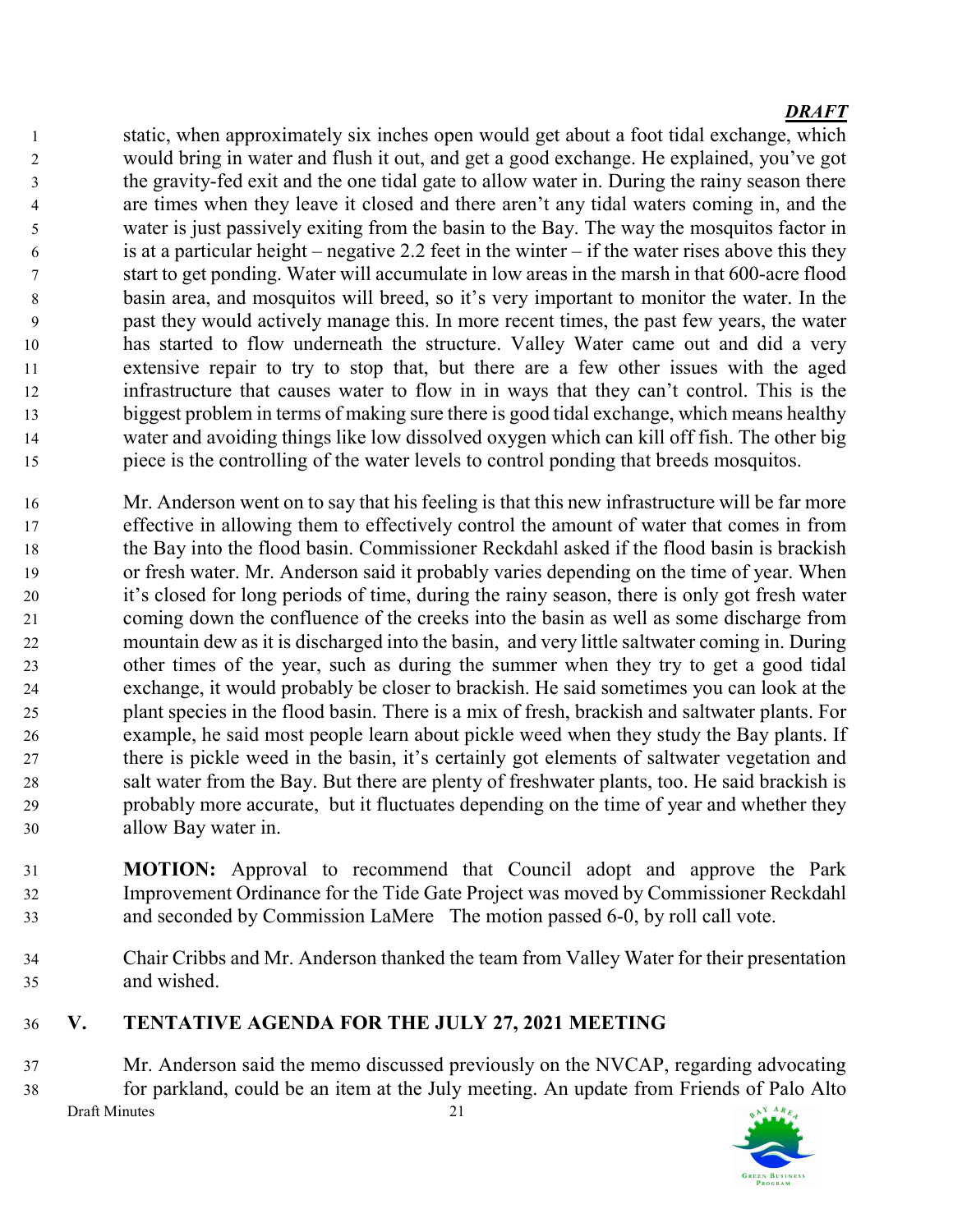static, when approximately six inches open would get about a foot tidal exchange, which would bring in water and flush it out, and get a good exchange. He explained, you've got the gravity-fed exit and the one tidal gate to allow water in. During the rainy season there are times when they leave it closed and there aren't any tidal waters coming in, and the water is just passively exiting from the basin to the Bay. The way the mosquitos factor in is at a particular height – negative 2.2 feet in the winter – if the water rises above this they start to get ponding. Water will accumulate in low areas in the marsh in that 600-acre flood basin area, and mosquitos will breed, so it's very important to monitor the water. In the past they would actively manage this. In more recent times, the past few years, the water has started to flow underneath the structure. Valley Water came out and did a very extensive repair to try to stop that, but there are a few other issues with the aged infrastructure that causes water to flow in in ways that they can't control. This is the biggest problem in terms of making sure there is good tidal exchange, which means healthy water and avoiding things like low dissolved oxygen which can kill off fish. The other big piece is the controlling of the water levels to control ponding that breeds mosquitos.

Mr. Anderson went on to say that his feeling is that this new infrastructure will be far more effective in allowing them to effectively control the amount of water that comes in from the Bay into the flood basin. Commissioner Reckdahl asked if the flood basin is brackish or fresh water. Mr. Anderson said it probably varies depending on the time of year. When it's closed for long periods of time, during the rainy season, there is only got fresh water coming down the confluence of the creeks into the basin as well as some discharge from mountain dew as it is discharged into the basin, and very little saltwater coming in. During other times of the year, such as during the summer when they try to get a good tidal exchange, it would probably be closer to brackish. He said sometimes you can look at the plant species in the flood basin. There is a mix of fresh, brackish and saltwater plants. For example, he said most people learn about pickle weed when they study the Bay plants. If there is pickle weed in the basin, it's certainly got elements of saltwater vegetation and salt water from the Bay. But there are plenty of freshwater plants, too. He said brackish is probably more accurate, but it fluctuates depending on the time of year and whether they allow Bay water in.

**MOTION:** Approval to recommend that Council adopt and approve the Park Improvement Ordinance for the Tide Gate Project was moved by Commissioner Reckdahl and seconded by Commission LaMere The motion passed 6-0, by roll call vote.

Chair Cribbs and Mr. Anderson thanked the team from Valley Water for their presentation and wished.

## V. TENTATIVE AGENDA FOR THE JULY 27, 2021 MEETING

Mr. Anderson said the memo discussed previously on the NVCAP, regarding advocating for parkland, could be an item at the July meeting. An update from Friends of Palo Alto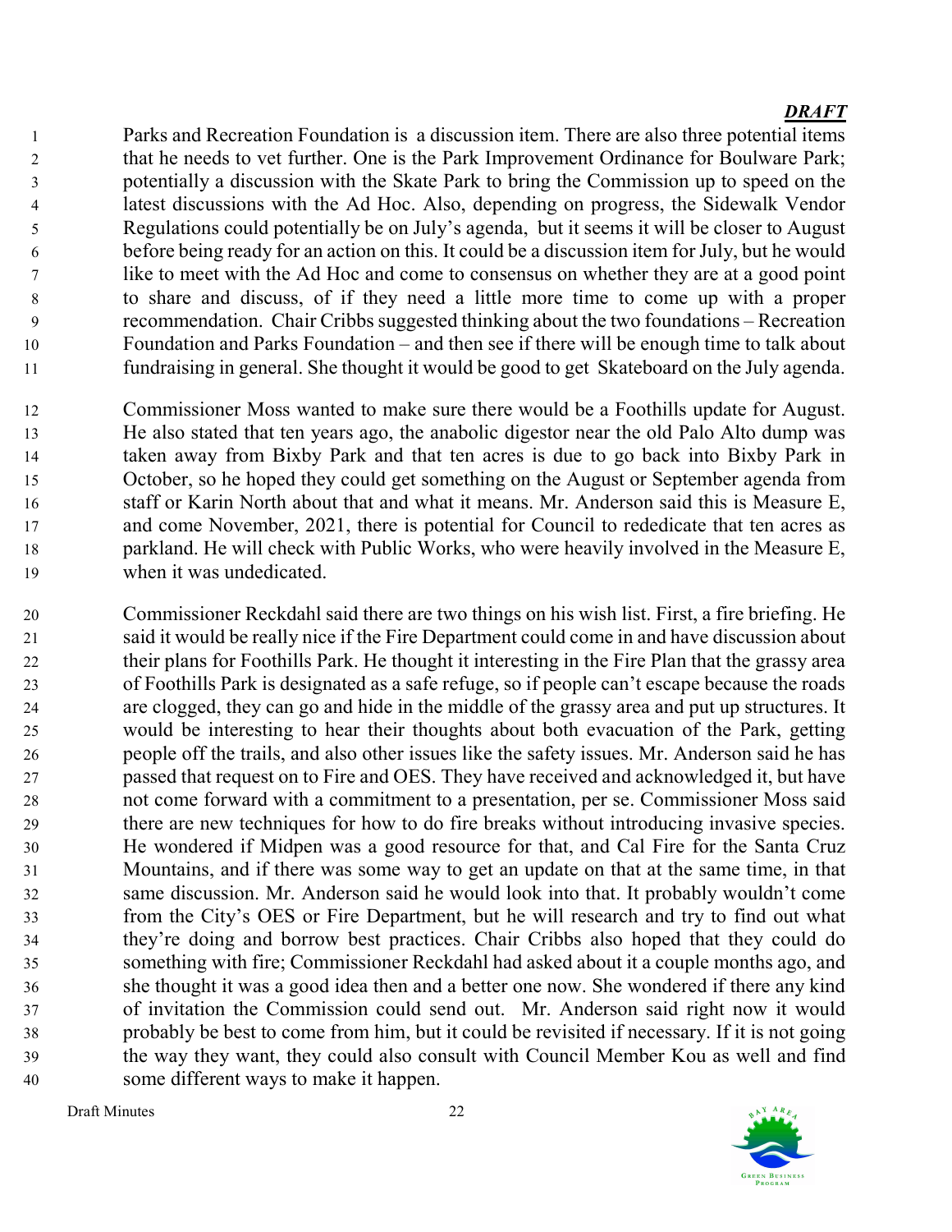Parks and Recreation Foundation is a discussion item. There are also three potential items that he needs to vet further. One is the Park Improvement Ordinance for Boulware Park; potentially a discussion with the Skate Park to bring the Commission up to speed on the latest discussions with the Ad Hoc. Also, depending on progress, the Sidewalk Vendor Regulations could potentially be on July's agenda, but it seems it will be closer to August before being ready for an action on this. It could be a discussion item for July, but he would like to meet with the Ad Hoc and come to consensus on whether they are at a good point to share and discuss, of if they need a little more time to come up with a proper recommendation. Chair Cribbs suggested thinking about the two foundations – Recreation Foundation and Parks Foundation – and then see if there will be enough time to talk about fundraising in general. She thought it would be good to get Skateboard on the July agenda.

Commissioner Moss wanted to make sure there would be a Foothills update for August. He also stated that ten years ago, the anabolic digestor near the old Palo Alto dump was taken away from Bixby Park and that ten acres is due to go back into Bixby Park in October, so he hoped they could get something on the August or September agenda from staff or Karin North about that and what it means. Mr. Anderson said this is Measure E, and come November, 2021, there is potential for Council to rededicate that ten acres as parkland. He will check with Public Works, who were heavily involved in the Measure E, when it was undedicated.

Commissioner Reckdahl said there are two things on his wish list. First, a fire briefing. He said it would be really nice if the Fire Department could come in and have discussion about their plans for Foothills Park. He thought it interesting in the Fire Plan that the grassy area of Foothills Park is designated as a safe refuge, so if people can't escape because the roads are clogged, they can go and hide in the middle of the grassy area and put up structures. It would be interesting to hear their thoughts about both evacuation of the Park, getting people off the trails, and also other issues like the safety issues. Mr. Anderson said he has passed that request on to Fire and OES. They have received and acknowledged it, but have not come forward with a commitment to a presentation, per se. Commissioner Moss said there are new techniques for how to do fire breaks without introducing invasive species. He wondered if Midpen was a good resource for that, and Cal Fire for the Santa Cruz Mountains, and if there was some way to get an update on that at the same time, in that same discussion. Mr. Anderson said he would look into that. It probably wouldn't come from the City's OES or Fire Department, but he will research and try to find out what they're doing and borrow best practices. Chair Cribbs also hoped that they could do something with fire; Commissioner Reckdahl had asked about it a couple months ago, and she thought it was a good idea then and a better one now. She wondered if there any kind of invitation the Commission could send out. Mr. Anderson said right now it would probably be best to come from him, but it could be revisited if necessary. If it is not going the way they want, they could also consult with Council Member Kou as well and find some different ways to make it happen.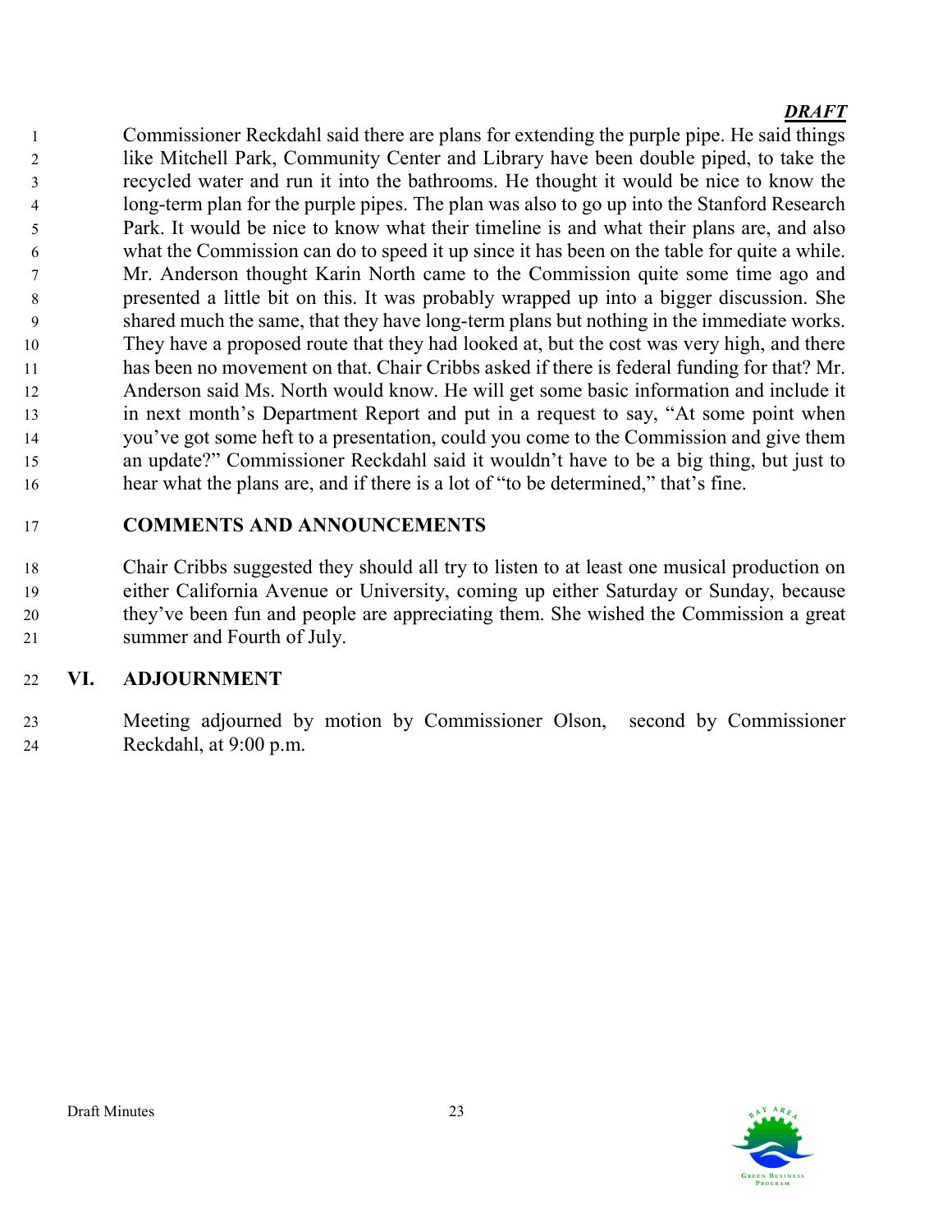Commissioner Reckdahl said there are plans for extending the purple pipe. He said things like Mitchell Park, Community Center and Library have been double piped, to take the recycled water and run it into the bathrooms. He thought it would be nice to know the long-term plan for the purple pipes. The plan was also to go up into the Stanford Research Park. It would be nice to know what their timeline is and what their plans are, and also what the Commission can do to speed it up since it has been on the table for quite a while. Mr. Anderson thought Karin North came to the Commission quite some time ago and presented a little bit on this. It was probably wrapped up into a bigger discussion. She shared much the same, that they have long-term plans but nothing in the immediate works. They have a proposed route that they had looked at, but the cost was very high, and there has been no movement on that. Chair Cribbs asked if there is federal funding for that? Mr. Anderson said Ms. North would know. He will get some basic information and include it in next month's Department Report and put in a request to say, "At some point when you've got some heft to a presentation, could you come to the Commission and give them an update?" Commissioner Reckdahl said it wouldn't have to be a big thing, but just to hear what the plans are, and if there is a lot of "to be determined," that's fine.

## COMMENTS AND ANNOUNCEMENTS

Chair Cribbs suggested they should all try to listen to at least one musical production on either California Avenue or University, coming up either Saturday or Sunday, because they've been fun and people are appreciating them. She wished the Commission a great summer and Fourth of July.

## VI. ADJOURNMENT

Meeting adjourned by motion by Commissioner Olson, second by Commissioner Reckdahl, at 9:00 p.m.